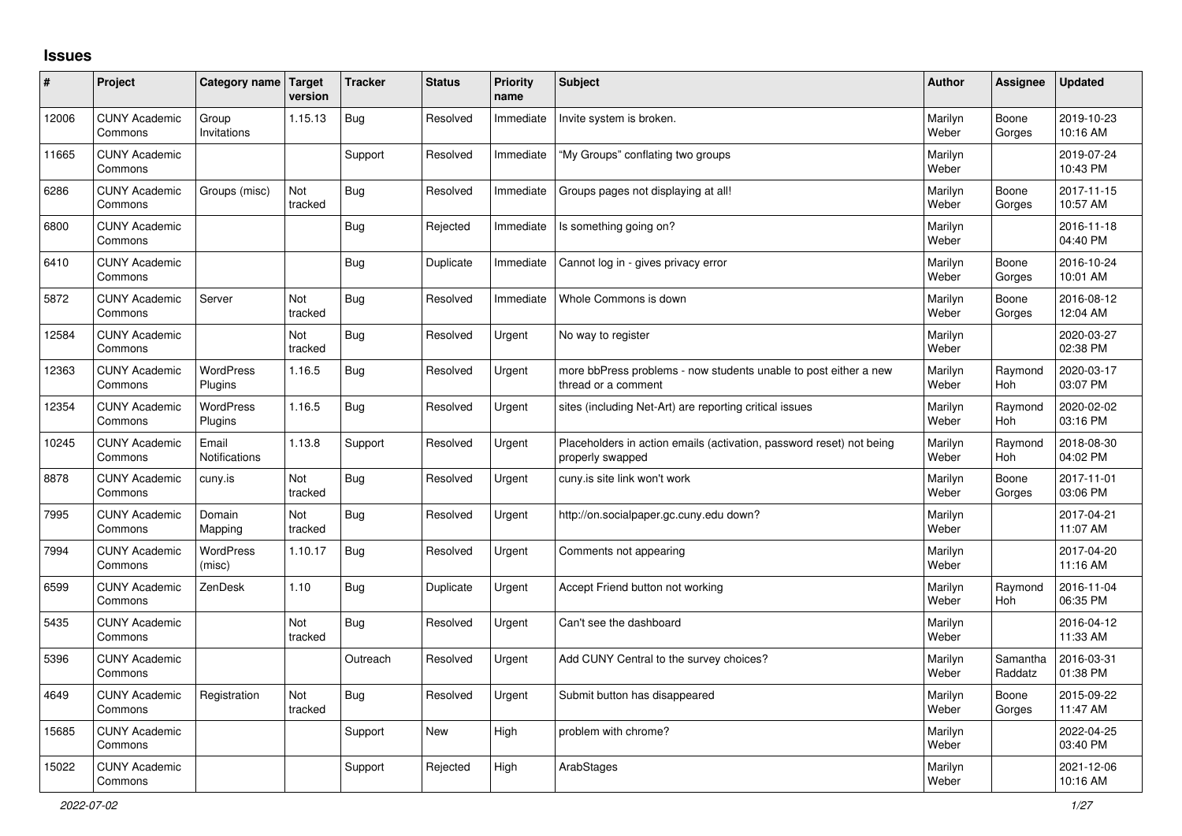# Issues

| # | Project | Category name | Target version | Tracker | Status | Priority name | Subject | Author | Assignee | Updated |
|---|---|---|---|---|---|---|---|---|---|---|
| 12006 | CUNY Academic Commons | Group Invitations | 1.15.13 | Bug | Resolved | Immediate | Invite system is broken. | Marilyn Weber | Boone Gorges | 2019-10-23 10:16 AM |
| 11665 | CUNY Academic Commons | | | Support | Resolved | Immediate | "My Groups" conflating two groups | Marilyn Weber | | 2019-07-24 10:43 PM |
| 6286 | CUNY Academic Commons | Groups (misc) | Not tracked | Bug | Resolved | Immediate | Groups pages not displaying at all! | Marilyn Weber | Boone Gorges | 2017-11-15 10:57 AM |
| 6800 | CUNY Academic Commons | | | Bug | Rejected | Immediate | Is something going on? | Marilyn Weber | | 2016-11-18 04:40 PM |
| 6410 | CUNY Academic Commons | | | Bug | Duplicate | Immediate | Cannot log in - gives privacy error | Marilyn Weber | Boone Gorges | 2016-10-24 10:01 AM |
| 5872 | CUNY Academic Commons | Server | Not tracked | Bug | Resolved | Immediate | Whole Commons is down | Marilyn Weber | Boone Gorges | 2016-08-12 12:04 AM |
| 12584 | CUNY Academic Commons | | Not tracked | Bug | Resolved | Urgent | No way to register | Marilyn Weber | | 2020-03-27 02:38 PM |
| 12363 | CUNY Academic Commons | WordPress Plugins | 1.16.5 | Bug | Resolved | Urgent | more bbPress problems - now students unable to post either a new thread or a comment | Marilyn Weber | Raymond Hoh | 2020-03-17 03:07 PM |
| 12354 | CUNY Academic Commons | WordPress Plugins | 1.16.5 | Bug | Resolved | Urgent | sites (including Net-Art) are reporting critical issues | Marilyn Weber | Raymond Hoh | 2020-02-02 03:16 PM |
| 10245 | CUNY Academic Commons | Email Notifications | 1.13.8 | Support | Resolved | Urgent | Placeholders in action emails (activation, password reset) not being properly swapped | Marilyn Weber | Raymond Hoh | 2018-08-30 04:02 PM |
| 8878 | CUNY Academic Commons | cuny.is | Not tracked | Bug | Resolved | Urgent | cuny.is site link won't work | Marilyn Weber | Boone Gorges | 2017-11-01 03:06 PM |
| 7995 | CUNY Academic Commons | Domain Mapping | Not tracked | Bug | Resolved | Urgent | http://on.socialpaper.gc.cuny.edu down? | Marilyn Weber | | 2017-04-21 11:07 AM |
| 7994 | CUNY Academic Commons | WordPress (misc) | 1.10.17 | Bug | Resolved | Urgent | Comments not appearing | Marilyn Weber | | 2017-04-20 11:16 AM |
| 6599 | CUNY Academic Commons | ZenDesk | 1.10 | Bug | Duplicate | Urgent | Accept Friend button not working | Marilyn Weber | Raymond Hoh | 2016-11-04 06:35 PM |
| 5435 | CUNY Academic Commons | | Not tracked | Bug | Resolved | Urgent | Can't see the dashboard | Marilyn Weber | | 2016-04-12 11:33 AM |
| 5396 | CUNY Academic Commons | | | Outreach | Resolved | Urgent | Add CUNY Central to the survey choices? | Marilyn Weber | Samantha Raddatz | 2016-03-31 01:38 PM |
| 4649 | CUNY Academic Commons | Registration | Not tracked | Bug | Resolved | Urgent | Submit button has disappeared | Marilyn Weber | Boone Gorges | 2015-09-22 11:47 AM |
| 15685 | CUNY Academic Commons | | | Support | New | High | problem with chrome? | Marilyn Weber | | 2022-04-25 03:40 PM |
| 15022 | CUNY Academic Commons | | | Support | Rejected | High | ArabStages | Marilyn Weber | | 2021-12-06 10:16 AM |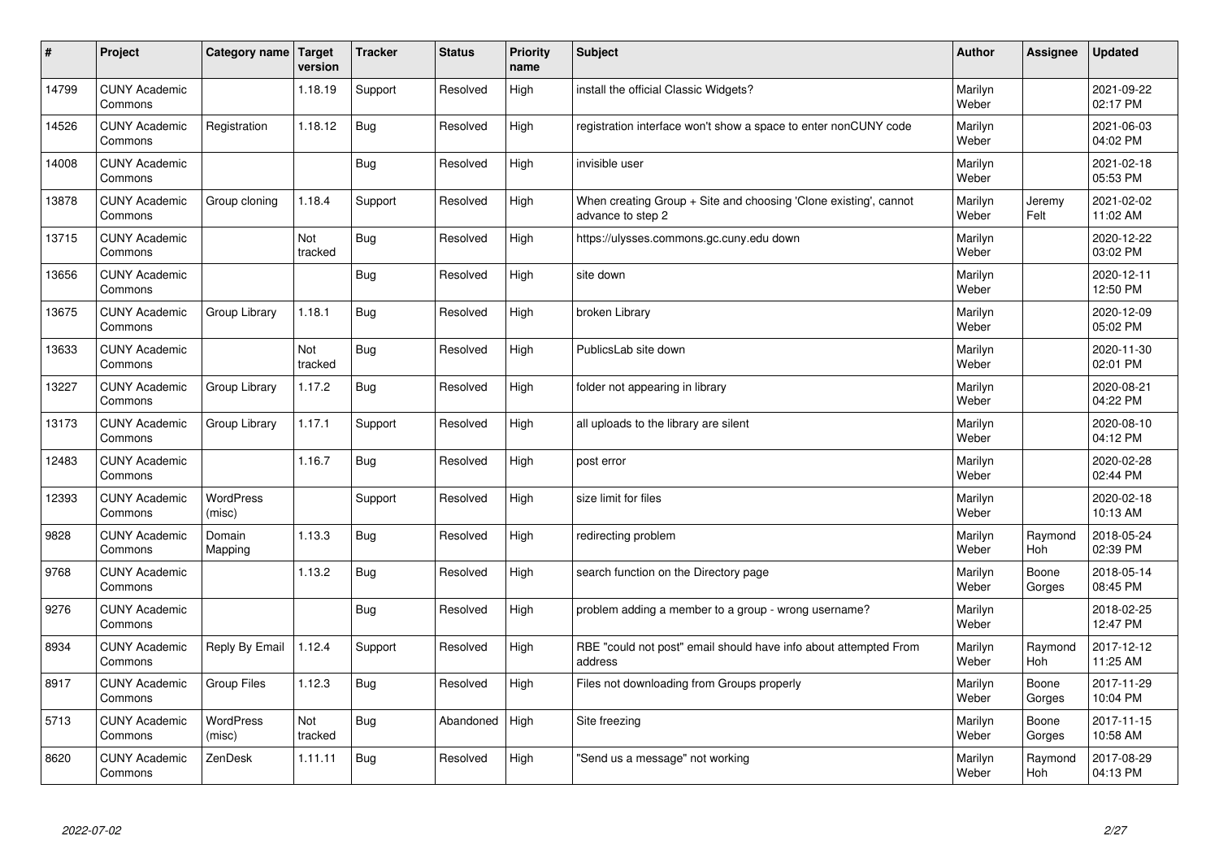| # | Project | Category name | Target version | Tracker | Status | Priority name | Subject | Author | Assignee | Updated |
|---|---|---|---|---|---|---|---|---|---|---|
| 14799 | CUNY Academic Commons | | 1.18.19 | Support | Resolved | High | install the official Classic Widgets? | Marilyn Weber | | 2021-09-22 02:17 PM |
| 14526 | CUNY Academic Commons | Registration | 1.18.12 | Bug | Resolved | High | registration interface won't show a space to enter nonCUNY code | Marilyn Weber | | 2021-06-03 04:02 PM |
| 14008 | CUNY Academic Commons | | | Bug | Resolved | High | invisible user | Marilyn Weber | | 2021-02-18 05:53 PM |
| 13878 | CUNY Academic Commons | Group cloning | 1.18.4 | Support | Resolved | High | When creating Group + Site and choosing 'Clone existing', cannot advance to step 2 | Marilyn Weber | Jeremy Felt | 2021-02-02 11:02 AM |
| 13715 | CUNY Academic Commons | | Not tracked | Bug | Resolved | High | https://ulysses.commons.gc.cuny.edu down | Marilyn Weber | | 2020-12-22 03:02 PM |
| 13656 | CUNY Academic Commons | | | Bug | Resolved | High | site down | Marilyn Weber | | 2020-12-11 12:50 PM |
| 13675 | CUNY Academic Commons | Group Library | 1.18.1 | Bug | Resolved | High | broken Library | Marilyn Weber | | 2020-12-09 05:02 PM |
| 13633 | CUNY Academic Commons | | Not tracked | Bug | Resolved | High | PublicsLab site down | Marilyn Weber | | 2020-11-30 02:01 PM |
| 13227 | CUNY Academic Commons | Group Library | 1.17.2 | Bug | Resolved | High | folder not appearing in library | Marilyn Weber | | 2020-08-21 04:22 PM |
| 13173 | CUNY Academic Commons | Group Library | 1.17.1 | Support | Resolved | High | all uploads to the library are silent | Marilyn Weber | | 2020-08-10 04:12 PM |
| 12483 | CUNY Academic Commons | | 1.16.7 | Bug | Resolved | High | post error | Marilyn Weber | | 2020-02-28 02:44 PM |
| 12393 | CUNY Academic Commons | WordPress (misc) | | Support | Resolved | High | size limit for files | Marilyn Weber | | 2020-02-18 10:13 AM |
| 9828 | CUNY Academic Commons | Domain Mapping | 1.13.3 | Bug | Resolved | High | redirecting problem | Marilyn Weber | Raymond Hoh | 2018-05-24 02:39 PM |
| 9768 | CUNY Academic Commons | | 1.13.2 | Bug | Resolved | High | search function on the Directory page | Marilyn Weber | Boone Gorges | 2018-05-14 08:45 PM |
| 9276 | CUNY Academic Commons | | | Bug | Resolved | High | problem adding a member to a group - wrong username? | Marilyn Weber | | 2018-02-25 12:47 PM |
| 8934 | CUNY Academic Commons | Reply By Email | 1.12.4 | Support | Resolved | High | RBE "could not post" email should have info about attempted From address | Marilyn Weber | Raymond Hoh | 2017-12-12 11:25 AM |
| 8917 | CUNY Academic Commons | Group Files | 1.12.3 | Bug | Resolved | High | Files not downloading from Groups properly | Marilyn Weber | Boone Gorges | 2017-11-29 10:04 PM |
| 5713 | CUNY Academic Commons | WordPress (misc) | Not tracked | Bug | Abandoned | High | Site freezing | Marilyn Weber | Boone Gorges | 2017-11-15 10:58 AM |
| 8620 | CUNY Academic Commons | ZenDesk | 1.11.11 | Bug | Resolved | High | "Send us a message" not working | Marilyn Weber | Raymond Hoh | 2017-08-29 04:13 PM |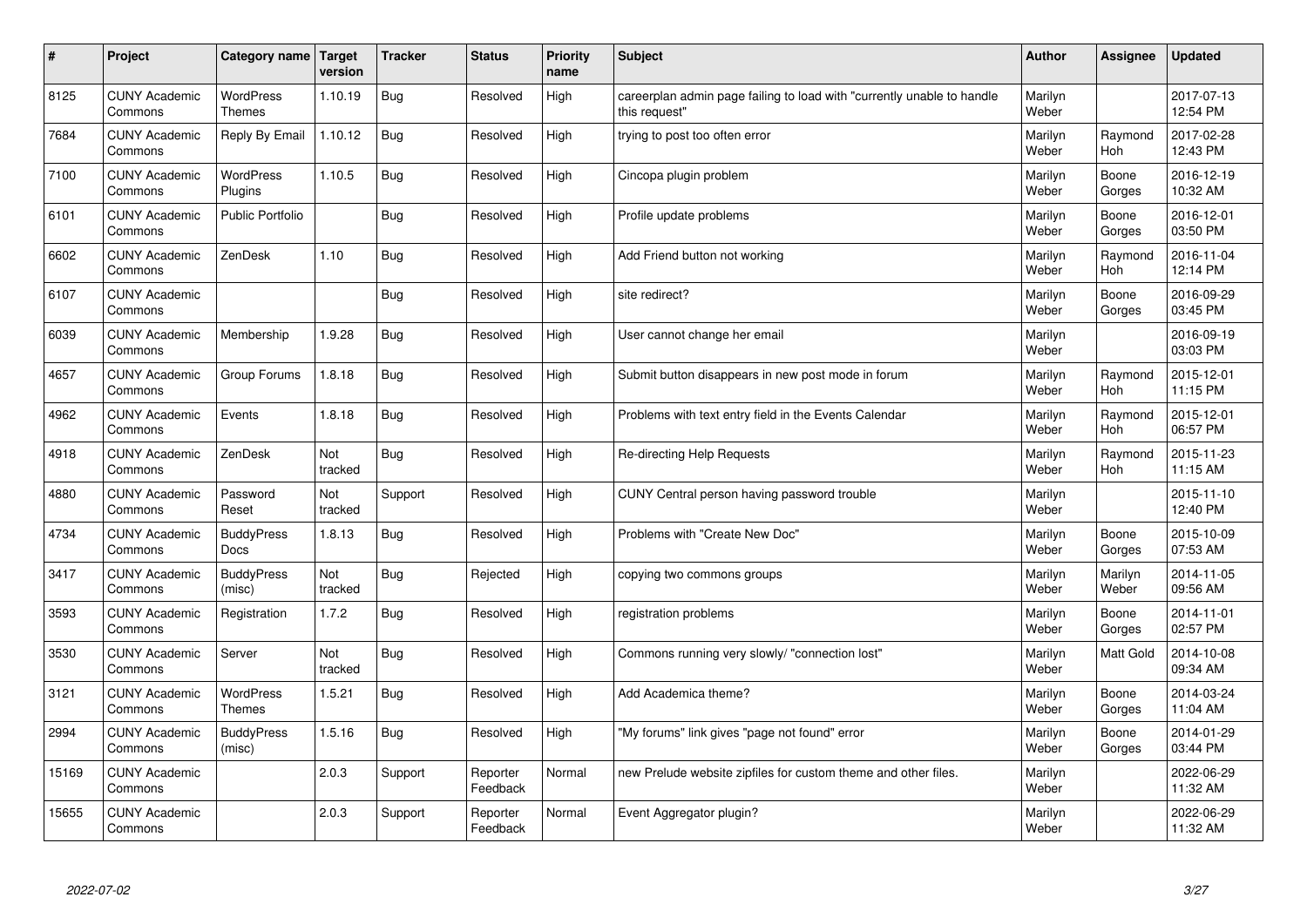| # | Project | Category name | Target version | Tracker | Status | Priority name | Subject | Author | Assignee | Updated |
|---|---|---|---|---|---|---|---|---|---|---|
| 8125 | CUNY Academic Commons | WordPress Themes | 1.10.19 | Bug | Resolved | High | careerplan admin page failing to load with "currently unable to handle this request" | Marilyn Weber | | 2017-07-13 12:54 PM |
| 7684 | CUNY Academic Commons | Reply By Email | 1.10.12 | Bug | Resolved | High | trying to post too often error | Marilyn Weber | Raymond Hoh | 2017-02-28 12:43 PM |
| 7100 | CUNY Academic Commons | WordPress Plugins | 1.10.5 | Bug | Resolved | High | Cincopa plugin problem | Marilyn Weber | Boone Gorges | 2016-12-19 10:32 AM |
| 6101 | CUNY Academic Commons | Public Portfolio | | Bug | Resolved | High | Profile update problems | Marilyn Weber | Boone Gorges | 2016-12-01 03:50 PM |
| 6602 | CUNY Academic Commons | ZenDesk | 1.10 | Bug | Resolved | High | Add Friend button not working | Marilyn Weber | Raymond Hoh | 2016-11-04 12:14 PM |
| 6107 | CUNY Academic Commons | | | Bug | Resolved | High | site redirect? | Marilyn Weber | Boone Gorges | 2016-09-29 03:45 PM |
| 6039 | CUNY Academic Commons | Membership | 1.9.28 | Bug | Resolved | High | User cannot change her email | Marilyn Weber | | 2016-09-19 03:03 PM |
| 4657 | CUNY Academic Commons | Group Forums | 1.8.18 | Bug | Resolved | High | Submit button disappears in new post mode in forum | Marilyn Weber | Raymond Hoh | 2015-12-01 11:15 PM |
| 4962 | CUNY Academic Commons | Events | 1.8.18 | Bug | Resolved | High | Problems with text entry field in the Events Calendar | Marilyn Weber | Raymond Hoh | 2015-12-01 06:57 PM |
| 4918 | CUNY Academic Commons | ZenDesk | Not tracked | Bug | Resolved | High | Re-directing Help Requests | Marilyn Weber | Raymond Hoh | 2015-11-23 11:15 AM |
| 4880 | CUNY Academic Commons | Password Reset | Not tracked | Support | Resolved | High | CUNY Central person having password trouble | Marilyn Weber | | 2015-11-10 12:40 PM |
| 4734 | CUNY Academic Commons | BuddyPress Docs | 1.8.13 | Bug | Resolved | High | Problems with "Create New Doc" | Marilyn Weber | Boone Gorges | 2015-10-09 07:53 AM |
| 3417 | CUNY Academic Commons | BuddyPress (misc) | Not tracked | Bug | Rejected | High | copying two commons groups | Marilyn Weber | Marilyn Weber | 2014-11-05 09:56 AM |
| 3593 | CUNY Academic Commons | Registration | 1.7.2 | Bug | Resolved | High | registration problems | Marilyn Weber | Boone Gorges | 2014-11-01 02:57 PM |
| 3530 | CUNY Academic Commons | Server | Not tracked | Bug | Resolved | High | Commons running very slowly/ "connection lost" | Marilyn Weber | Matt Gold | 2014-10-08 09:34 AM |
| 3121 | CUNY Academic Commons | WordPress Themes | 1.5.21 | Bug | Resolved | High | Add Academica theme? | Marilyn Weber | Boone Gorges | 2014-03-24 11:04 AM |
| 2994 | CUNY Academic Commons | BuddyPress (misc) | 1.5.16 | Bug | Resolved | High | "My forums" link gives "page not found" error | Marilyn Weber | Boone Gorges | 2014-01-29 03:44 PM |
| 15169 | CUNY Academic Commons | | 2.0.3 | Support | Reporter Feedback | Normal | new Prelude website zipfiles for custom theme and other files. | Marilyn Weber | | 2022-06-29 11:32 AM |
| 15655 | CUNY Academic Commons | | 2.0.3 | Support | Reporter Feedback | Normal | Event Aggregator plugin? | Marilyn Weber | | 2022-06-29 11:32 AM |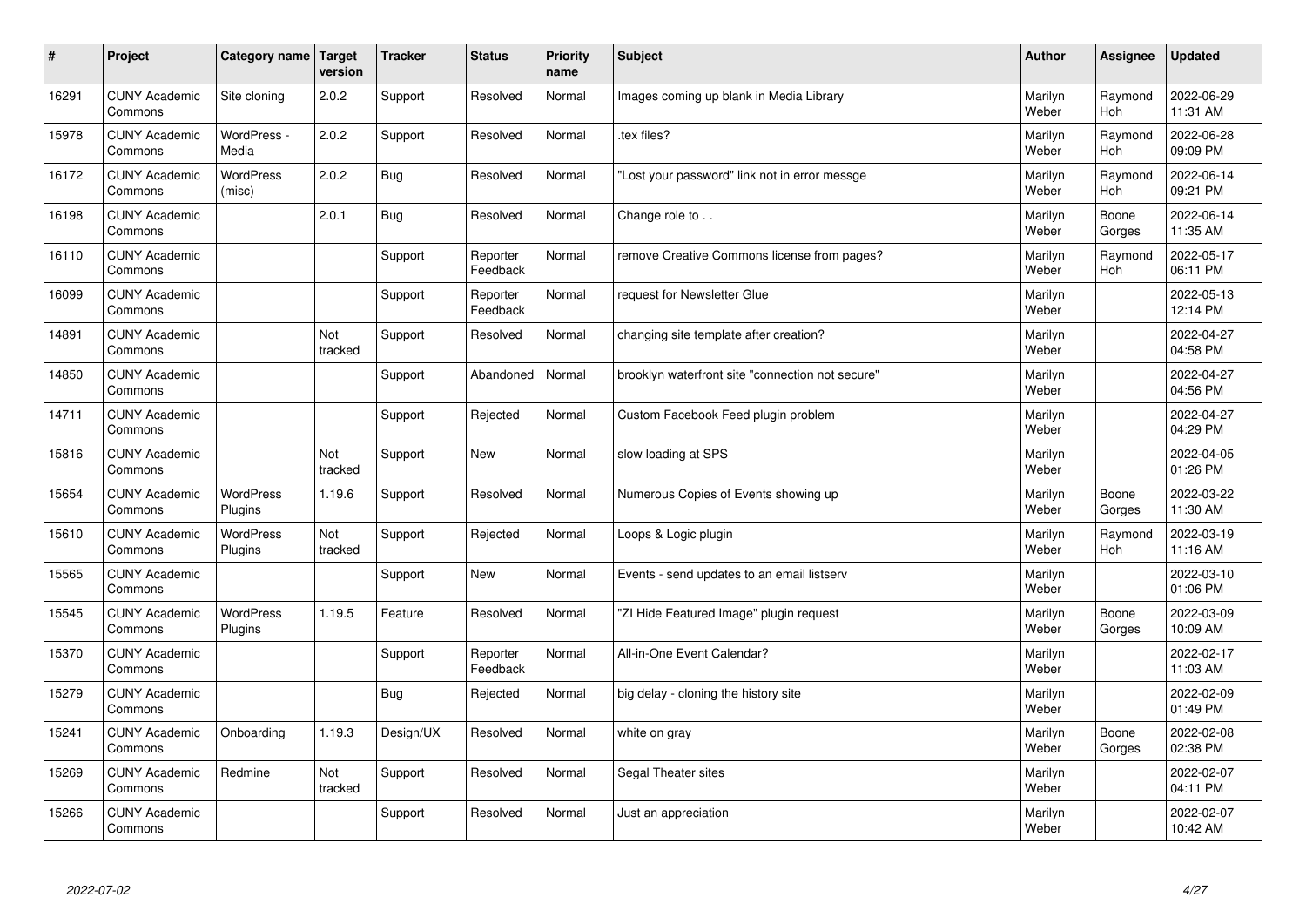| # | Project | Category name | Target version | Tracker | Status | Priority name | Subject | Author | Assignee | Updated |
|---|---|---|---|---|---|---|---|---|---|---|
| 16291 | CUNY Academic Commons | Site cloning | 2.0.2 | Support | Resolved | Normal | Images coming up blank in Media Library | Marilyn Weber | Raymond Hoh | 2022-06-29 11:31 AM |
| 15978 | CUNY Academic Commons | WordPress - Media | 2.0.2 | Support | Resolved | Normal | .tex files? | Marilyn Weber | Raymond Hoh | 2022-06-28 09:09 PM |
| 16172 | CUNY Academic Commons | WordPress (misc) | 2.0.2 | Bug | Resolved | Normal | "Lost your password" link not in error messge | Marilyn Weber | Raymond Hoh | 2022-06-14 09:21 PM |
| 16198 | CUNY Academic Commons | | 2.0.1 | Bug | Resolved | Normal | Change role to . . | Marilyn Weber | Boone Gorges | 2022-06-14 11:35 AM |
| 16110 | CUNY Academic Commons | | | Support | Reporter Feedback | Normal | remove Creative Commons license from pages? | Marilyn Weber | Raymond Hoh | 2022-05-17 06:11 PM |
| 16099 | CUNY Academic Commons | | | Support | Reporter Feedback | Normal | request for Newsletter Glue | Marilyn Weber | | 2022-05-13 12:14 PM |
| 14891 | CUNY Academic Commons | | Not tracked | Support | Resolved | Normal | changing site template after creation? | Marilyn Weber | | 2022-04-27 04:58 PM |
| 14850 | CUNY Academic Commons | | | Support | Abandoned | Normal | brooklyn waterfront site "connection not secure" | Marilyn Weber | | 2022-04-27 04:56 PM |
| 14711 | CUNY Academic Commons | | | Support | Rejected | Normal | Custom Facebook Feed plugin problem | Marilyn Weber | | 2022-04-27 04:29 PM |
| 15816 | CUNY Academic Commons | | Not tracked | Support | New | Normal | slow loading at SPS | Marilyn Weber | | 2022-04-05 01:26 PM |
| 15654 | CUNY Academic Commons | WordPress Plugins | 1.19.6 | Support | Resolved | Normal | Numerous Copies of Events showing up | Marilyn Weber | Boone Gorges | 2022-03-22 11:30 AM |
| 15610 | CUNY Academic Commons | WordPress Plugins | Not tracked | Support | Rejected | Normal | Loops & Logic plugin | Marilyn Weber | Raymond Hoh | 2022-03-19 11:16 AM |
| 15565 | CUNY Academic Commons | | | Support | New | Normal | Events - send updates to an email listserv | Marilyn Weber | | 2022-03-10 01:06 PM |
| 15545 | CUNY Academic Commons | WordPress Plugins | 1.19.5 | Feature | Resolved | Normal | "ZI Hide Featured Image" plugin request | Marilyn Weber | Boone Gorges | 2022-03-09 10:09 AM |
| 15370 | CUNY Academic Commons | | | Support | Reporter Feedback | Normal | All-in-One Event Calendar? | Marilyn Weber | | 2022-02-17 11:03 AM |
| 15279 | CUNY Academic Commons | | | Bug | Rejected | Normal | big delay - cloning the history site | Marilyn Weber | | 2022-02-09 01:49 PM |
| 15241 | CUNY Academic Commons | Onboarding | 1.19.3 | Design/UX | Resolved | Normal | white on gray | Marilyn Weber | Boone Gorges | 2022-02-08 02:38 PM |
| 15269 | CUNY Academic Commons | Redmine | Not tracked | Support | Resolved | Normal | Segal Theater sites | Marilyn Weber | | 2022-02-07 04:11 PM |
| 15266 | CUNY Academic Commons | | | Support | Resolved | Normal | Just an appreciation | Marilyn Weber | | 2022-02-07 10:42 AM |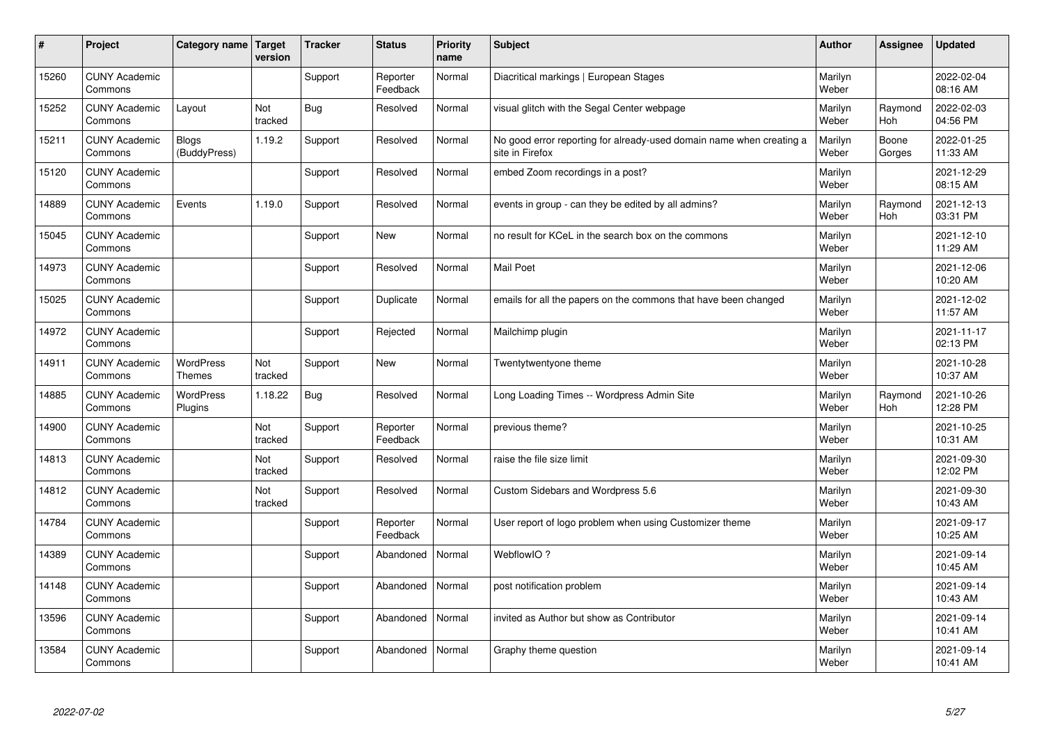| # | Project | Category name | Target version | Tracker | Status | Priority name | Subject | Author | Assignee | Updated |
|---|---|---|---|---|---|---|---|---|---|---|
| 15260 | CUNY Academic Commons | | | Support | Reporter Feedback | Normal | Diacritical markings \| European Stages | Marilyn Weber | | 2022-02-04 08:16 AM |
| 15252 | CUNY Academic Commons | Layout | Not tracked | Bug | Resolved | Normal | visual glitch with the Segal Center webpage | Marilyn Weber | Raymond Hoh | 2022-02-03 04:56 PM |
| 15211 | CUNY Academic Commons | Blogs (BuddyPress) | 1.19.2 | Support | Resolved | Normal | No good error reporting for already-used domain name when creating a site in Firefox | Marilyn Weber | Boone Gorges | 2022-01-25 11:33 AM |
| 15120 | CUNY Academic Commons | | | Support | Resolved | Normal | embed Zoom recordings in a post? | Marilyn Weber | | 2021-12-29 08:15 AM |
| 14889 | CUNY Academic Commons | Events | 1.19.0 | Support | Resolved | Normal | events in group - can they be edited by all admins? | Marilyn Weber | Raymond Hoh | 2021-12-13 03:31 PM |
| 15045 | CUNY Academic Commons | | | Support | New | Normal | no result for KCeL in the search box on the commons | Marilyn Weber | | 2021-12-10 11:29 AM |
| 14973 | CUNY Academic Commons | | | Support | Resolved | Normal | Mail Poet | Marilyn Weber | | 2021-12-06 10:20 AM |
| 15025 | CUNY Academic Commons | | | Support | Duplicate | Normal | emails for all the papers on the commons that have been changed | Marilyn Weber | | 2021-12-02 11:57 AM |
| 14972 | CUNY Academic Commons | | | Support | Rejected | Normal | Mailchimp plugin | Marilyn Weber | | 2021-11-17 02:13 PM |
| 14911 | CUNY Academic Commons | WordPress Themes | Not tracked | Support | New | Normal | Twentytwentyone theme | Marilyn Weber | | 2021-10-28 10:37 AM |
| 14885 | CUNY Academic Commons | WordPress Plugins | 1.18.22 | Bug | Resolved | Normal | Long Loading Times -- Wordpress Admin Site | Marilyn Weber | Raymond Hoh | 2021-10-26 12:28 PM |
| 14900 | CUNY Academic Commons | | Not tracked | Support | Reporter Feedback | Normal | previous theme? | Marilyn Weber | | 2021-10-25 10:31 AM |
| 14813 | CUNY Academic Commons | | Not tracked | Support | Resolved | Normal | raise the file size limit | Marilyn Weber | | 2021-09-30 12:02 PM |
| 14812 | CUNY Academic Commons | | Not tracked | Support | Resolved | Normal | Custom Sidebars and Wordpress 5.6 | Marilyn Weber | | 2021-09-30 10:43 AM |
| 14784 | CUNY Academic Commons | | | Support | Reporter Feedback | Normal | User report of logo problem when using Customizer theme | Marilyn Weber | | 2021-09-17 10:25 AM |
| 14389 | CUNY Academic Commons | | | Support | Abandoned | Normal | WebflowIO ? | Marilyn Weber | | 2021-09-14 10:45 AM |
| 14148 | CUNY Academic Commons | | | Support | Abandoned | Normal | post notification problem | Marilyn Weber | | 2021-09-14 10:43 AM |
| 13596 | CUNY Academic Commons | | | Support | Abandoned | Normal | invited as Author but show as Contributor | Marilyn Weber | | 2021-09-14 10:41 AM |
| 13584 | CUNY Academic Commons | | | Support | Abandoned | Normal | Graphy theme question | Marilyn Weber | | 2021-09-14 10:41 AM |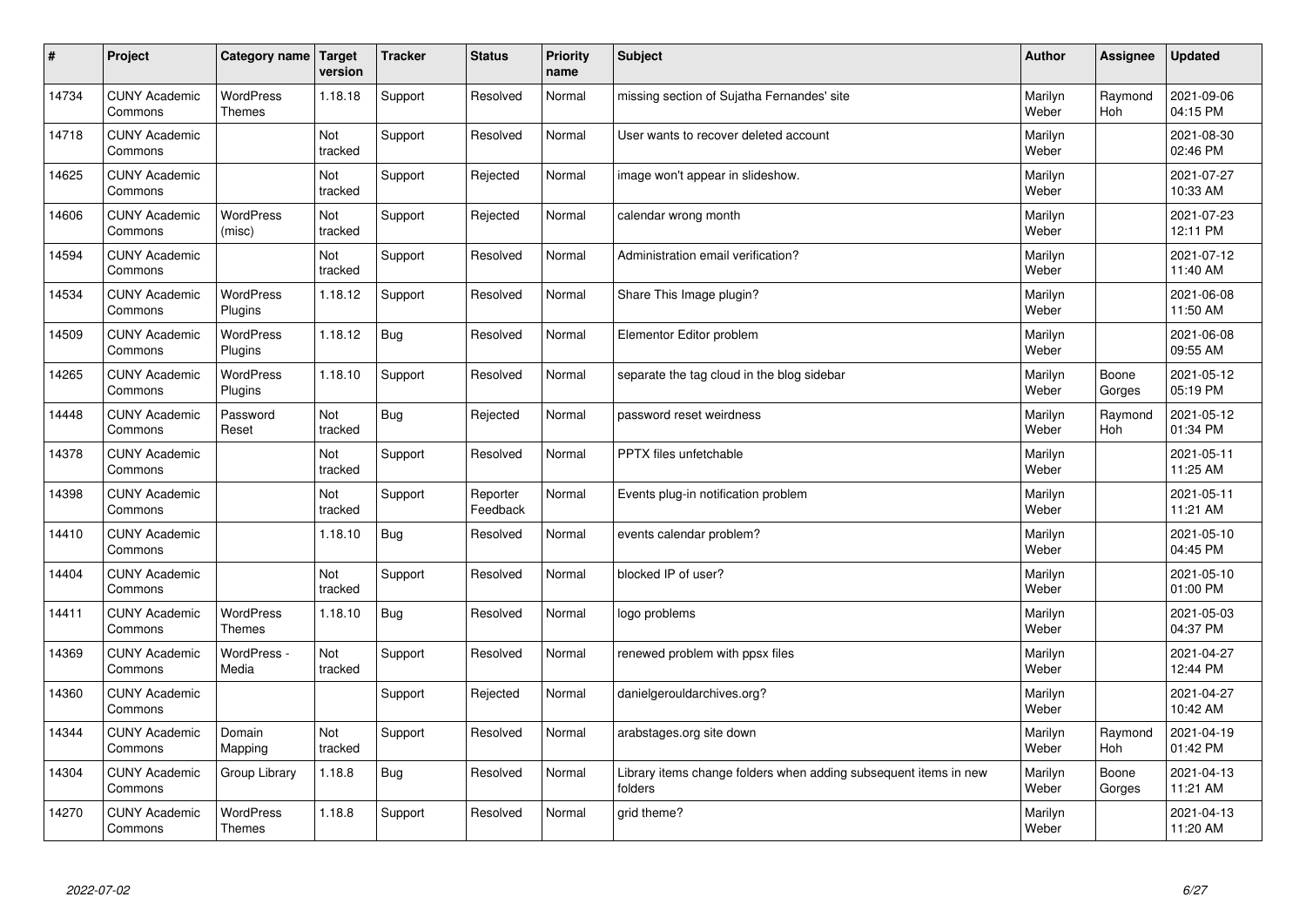| # | Project | Category name | Target version | Tracker | Status | Priority name | Subject | Author | Assignee | Updated |
|---|---|---|---|---|---|---|---|---|---|---|
| 14734 | CUNY Academic Commons | WordPress Themes | 1.18.18 | Support | Resolved | Normal | missing section of Sujatha Fernandes' site | Marilyn Weber | Raymond Hoh | 2021-09-06 04:15 PM |
| 14718 | CUNY Academic Commons | | Not tracked | Support | Resolved | Normal | User wants to recover deleted account | Marilyn Weber | | 2021-08-30 02:46 PM |
| 14625 | CUNY Academic Commons | | Not tracked | Support | Rejected | Normal | image won't appear in slideshow. | Marilyn Weber | | 2021-07-27 10:33 AM |
| 14606 | CUNY Academic Commons | WordPress (misc) | Not tracked | Support | Rejected | Normal | calendar wrong month | Marilyn Weber | | 2021-07-23 12:11 PM |
| 14594 | CUNY Academic Commons | | Not tracked | Support | Resolved | Normal | Administration email verification? | Marilyn Weber | | 2021-07-12 11:40 AM |
| 14534 | CUNY Academic Commons | WordPress Plugins | 1.18.12 | Support | Resolved | Normal | Share This Image plugin? | Marilyn Weber | | 2021-06-08 11:50 AM |
| 14509 | CUNY Academic Commons | WordPress Plugins | 1.18.12 | Bug | Resolved | Normal | Elementor Editor problem | Marilyn Weber | | 2021-06-08 09:55 AM |
| 14265 | CUNY Academic Commons | WordPress Plugins | 1.18.10 | Support | Resolved | Normal | separate the tag cloud in the blog sidebar | Marilyn Weber | Boone Gorges | 2021-05-12 05:19 PM |
| 14448 | CUNY Academic Commons | Password Reset | Not tracked | Bug | Rejected | Normal | password reset weirdness | Marilyn Weber | Raymond Hoh | 2021-05-12 01:34 PM |
| 14378 | CUNY Academic Commons | | Not tracked | Support | Resolved | Normal | PPTX files unfetchable | Marilyn Weber | | 2021-05-11 11:25 AM |
| 14398 | CUNY Academic Commons | | Not tracked | Support | Reporter Feedback | Normal | Events plug-in notification problem | Marilyn Weber | | 2021-05-11 11:21 AM |
| 14410 | CUNY Academic Commons | | 1.18.10 | Bug | Resolved | Normal | events calendar problem? | Marilyn Weber | | 2021-05-10 04:45 PM |
| 14404 | CUNY Academic Commons | | Not tracked | Support | Resolved | Normal | blocked IP of user? | Marilyn Weber | | 2021-05-10 01:00 PM |
| 14411 | CUNY Academic Commons | WordPress Themes | 1.18.10 | Bug | Resolved | Normal | logo problems | Marilyn Weber | | 2021-05-03 04:37 PM |
| 14369 | CUNY Academic Commons | WordPress - Media | Not tracked | Support | Resolved | Normal | renewed problem with ppsx files | Marilyn Weber | | 2021-04-27 12:44 PM |
| 14360 | CUNY Academic Commons | | | Support | Rejected | Normal | danielgerouldarchives.org? | Marilyn Weber | | 2021-04-27 10:42 AM |
| 14344 | CUNY Academic Commons | Domain Mapping | Not tracked | Support | Resolved | Normal | arabstages.org site down | Marilyn Weber | Raymond Hoh | 2021-04-19 01:42 PM |
| 14304 | CUNY Academic Commons | Group Library | 1.18.8 | Bug | Resolved | Normal | Library items change folders when adding subsequent items in new folders | Marilyn Weber | Boone Gorges | 2021-04-13 11:21 AM |
| 14270 | CUNY Academic Commons | WordPress Themes | 1.18.8 | Support | Resolved | Normal | grid theme? | Marilyn Weber | | 2021-04-13 11:20 AM |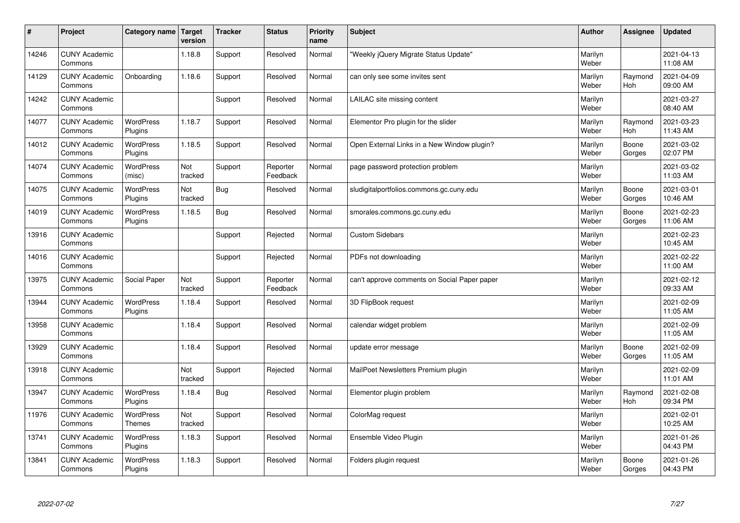| # | Project | Category name | Target version | Tracker | Status | Priority name | Subject | Author | Assignee | Updated |
|---|---|---|---|---|---|---|---|---|---|---|
| 14246 | CUNY Academic Commons | | 1.18.8 | Support | Resolved | Normal | "Weekly jQuery Migrate Status Update" | Marilyn Weber | | 2021-04-13 11:08 AM |
| 14129 | CUNY Academic Commons | Onboarding | 1.18.6 | Support | Resolved | Normal | can only see some invites sent | Marilyn Weber | Raymond Hoh | 2021-04-09 09:00 AM |
| 14242 | CUNY Academic Commons | | | Support | Resolved | Normal | LAILAC site missing content | Marilyn Weber | | 2021-03-27 08:40 AM |
| 14077 | CUNY Academic Commons | WordPress Plugins | 1.18.7 | Support | Resolved | Normal | Elementor Pro plugin for the slider | Marilyn Weber | Raymond Hoh | 2021-03-23 11:43 AM |
| 14012 | CUNY Academic Commons | WordPress Plugins | 1.18.5 | Support | Resolved | Normal | Open External Links in a New Window plugin? | Marilyn Weber | Boone Gorges | 2021-03-02 02:07 PM |
| 14074 | CUNY Academic Commons | WordPress (misc) | Not tracked | Support | Reporter Feedback | Normal | page password protection problem | Marilyn Weber | | 2021-03-02 11:03 AM |
| 14075 | CUNY Academic Commons | WordPress Plugins | Not tracked | Bug | Resolved | Normal | sludigitalportfolios.commons.gc.cuny.edu | Marilyn Weber | Boone Gorges | 2021-03-01 10:46 AM |
| 14019 | CUNY Academic Commons | WordPress Plugins | 1.18.5 | Bug | Resolved | Normal | smorales.commons.gc.cuny.edu | Marilyn Weber | Boone Gorges | 2021-02-23 11:06 AM |
| 13916 | CUNY Academic Commons | | | Support | Rejected | Normal | Custom Sidebars | Marilyn Weber | | 2021-02-23 10:45 AM |
| 14016 | CUNY Academic Commons | | | Support | Rejected | Normal | PDFs not downloading | Marilyn Weber | | 2021-02-22 11:00 AM |
| 13975 | CUNY Academic Commons | Social Paper | Not tracked | Support | Reporter Feedback | Normal | can't approve comments on Social Paper paper | Marilyn Weber | | 2021-02-12 09:33 AM |
| 13944 | CUNY Academic Commons | WordPress Plugins | 1.18.4 | Support | Resolved | Normal | 3D FlipBook request | Marilyn Weber | | 2021-02-09 11:05 AM |
| 13958 | CUNY Academic Commons | | 1.18.4 | Support | Resolved | Normal | calendar widget problem | Marilyn Weber | | 2021-02-09 11:05 AM |
| 13929 | CUNY Academic Commons | | 1.18.4 | Support | Resolved | Normal | update error message | Marilyn Weber | Boone Gorges | 2021-02-09 11:05 AM |
| 13918 | CUNY Academic Commons | | Not tracked | Support | Rejected | Normal | MailPoet Newsletters Premium plugin | Marilyn Weber | | 2021-02-09 11:01 AM |
| 13947 | CUNY Academic Commons | WordPress Plugins | 1.18.4 | Bug | Resolved | Normal | Elementor plugin problem | Marilyn Weber | Raymond Hoh | 2021-02-08 09:34 PM |
| 11976 | CUNY Academic Commons | WordPress Themes | Not tracked | Support | Resolved | Normal | ColorMag request | Marilyn Weber | | 2021-02-01 10:25 AM |
| 13741 | CUNY Academic Commons | WordPress Plugins | 1.18.3 | Support | Resolved | Normal | Ensemble Video Plugin | Marilyn Weber | | 2021-01-26 04:43 PM |
| 13841 | CUNY Academic Commons | WordPress Plugins | 1.18.3 | Support | Resolved | Normal | Folders plugin request | Marilyn Weber | Boone Gorges | 2021-01-26 04:43 PM |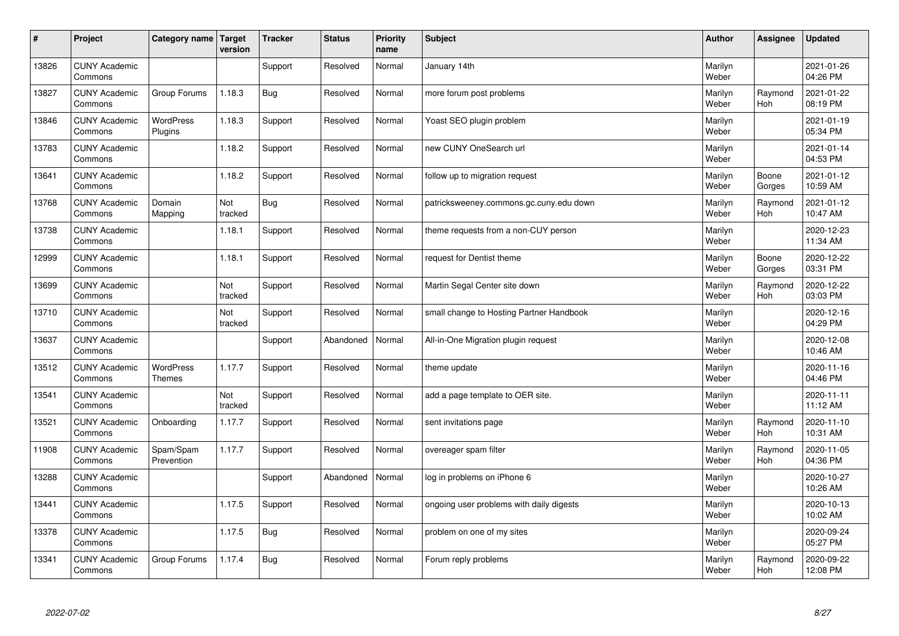| # | Project | Category name | Target version | Tracker | Status | Priority name | Subject | Author | Assignee | Updated |
|---|---|---|---|---|---|---|---|---|---|---|
| 13826 | CUNY Academic Commons | | | Support | Resolved | Normal | January 14th | Marilyn Weber | | 2021-01-26 04:26 PM |
| 13827 | CUNY Academic Commons | Group Forums | 1.18.3 | Bug | Resolved | Normal | more forum post problems | Marilyn Weber | Raymond Hoh | 2021-01-22 08:19 PM |
| 13846 | CUNY Academic Commons | WordPress Plugins | 1.18.3 | Support | Resolved | Normal | Yoast SEO plugin problem | Marilyn Weber | | 2021-01-19 05:34 PM |
| 13783 | CUNY Academic Commons | | 1.18.2 | Support | Resolved | Normal | new CUNY OneSearch url | Marilyn Weber | | 2021-01-14 04:53 PM |
| 13641 | CUNY Academic Commons | | 1.18.2 | Support | Resolved | Normal | follow up to migration request | Marilyn Weber | Boone Gorges | 2021-01-12 10:59 AM |
| 13768 | CUNY Academic Commons | Domain Mapping | Not tracked | Bug | Resolved | Normal | patricksweeney.commons.gc.cuny.edu down | Marilyn Weber | Raymond Hoh | 2021-01-12 10:47 AM |
| 13738 | CUNY Academic Commons | | 1.18.1 | Support | Resolved | Normal | theme requests from a non-CUY person | Marilyn Weber | | 2020-12-23 11:34 AM |
| 12999 | CUNY Academic Commons | | 1.18.1 | Support | Resolved | Normal | request for Dentist theme | Marilyn Weber | Boone Gorges | 2020-12-22 03:31 PM |
| 13699 | CUNY Academic Commons | | Not tracked | Support | Resolved | Normal | Martin Segal Center site down | Marilyn Weber | Raymond Hoh | 2020-12-22 03:03 PM |
| 13710 | CUNY Academic Commons | | Not tracked | Support | Resolved | Normal | small change to Hosting Partner Handbook | Marilyn Weber | | 2020-12-16 04:29 PM |
| 13637 | CUNY Academic Commons | | | Support | Abandoned | Normal | All-in-One Migration plugin request | Marilyn Weber | | 2020-12-08 10:46 AM |
| 13512 | CUNY Academic Commons | WordPress Themes | 1.17.7 | Support | Resolved | Normal | theme update | Marilyn Weber | | 2020-11-16 04:46 PM |
| 13541 | CUNY Academic Commons | | Not tracked | Support | Resolved | Normal | add a page template to OER site. | Marilyn Weber | | 2020-11-11 11:12 AM |
| 13521 | CUNY Academic Commons | Onboarding | 1.17.7 | Support | Resolved | Normal | sent invitations page | Marilyn Weber | Raymond Hoh | 2020-11-10 10:31 AM |
| 11908 | CUNY Academic Commons | Spam/Spam Prevention | 1.17.7 | Support | Resolved | Normal | overeager spam filter | Marilyn Weber | Raymond Hoh | 2020-11-05 04:36 PM |
| 13288 | CUNY Academic Commons | | | Support | Abandoned | Normal | log in problems on iPhone 6 | Marilyn Weber | | 2020-10-27 10:26 AM |
| 13441 | CUNY Academic Commons | | 1.17.5 | Support | Resolved | Normal | ongoing user problems with daily digests | Marilyn Weber | | 2020-10-13 10:02 AM |
| 13378 | CUNY Academic Commons | | 1.17.5 | Bug | Resolved | Normal | problem on one of my sites | Marilyn Weber | | 2020-09-24 05:27 PM |
| 13341 | CUNY Academic Commons | Group Forums | 1.17.4 | Bug | Resolved | Normal | Forum reply problems | Marilyn Weber | Raymond Hoh | 2020-09-22 12:08 PM |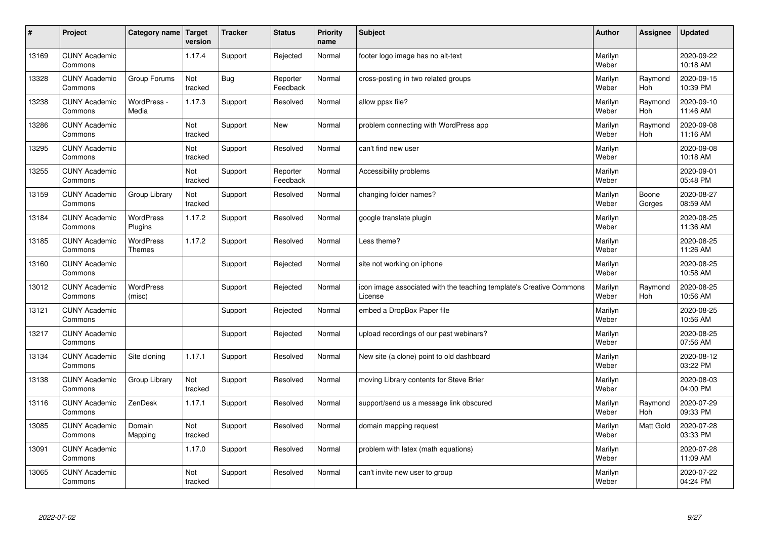| # | Project | Category name | Target version | Tracker | Status | Priority name | Subject | Author | Assignee | Updated |
|---|---|---|---|---|---|---|---|---|---|---|
| 13169 | CUNY Academic Commons | | 1.17.4 | Support | Rejected | Normal | footer logo image has no alt-text | Marilyn Weber | | 2020-09-22 10:18 AM |
| 13328 | CUNY Academic Commons | Group Forums | Not tracked | Bug | Reporter Feedback | Normal | cross-posting in two related groups | Marilyn Weber | Raymond Hoh | 2020-09-15 10:39 PM |
| 13238 | CUNY Academic Commons | WordPress - Media | 1.17.3 | Support | Resolved | Normal | allow ppsx file? | Marilyn Weber | Raymond Hoh | 2020-09-10 11:46 AM |
| 13286 | CUNY Academic Commons | | Not tracked | Support | New | Normal | problem connecting with WordPress app | Marilyn Weber | Raymond Hoh | 2020-09-08 11:16 AM |
| 13295 | CUNY Academic Commons | | Not tracked | Support | Resolved | Normal | can't find new user | Marilyn Weber | | 2020-09-08 10:18 AM |
| 13255 | CUNY Academic Commons | | Not tracked | Support | Reporter Feedback | Normal | Accessibility problems | Marilyn Weber | | 2020-09-01 05:48 PM |
| 13159 | CUNY Academic Commons | Group Library | Not tracked | Support | Resolved | Normal | changing folder names? | Marilyn Weber | Boone Gorges | 2020-08-27 08:59 AM |
| 13184 | CUNY Academic Commons | WordPress Plugins | 1.17.2 | Support | Resolved | Normal | google translate plugin | Marilyn Weber | | 2020-08-25 11:36 AM |
| 13185 | CUNY Academic Commons | WordPress Themes | 1.17.2 | Support | Resolved | Normal | Less theme? | Marilyn Weber | | 2020-08-25 11:26 AM |
| 13160 | CUNY Academic Commons | | | Support | Rejected | Normal | site not working on iphone | Marilyn Weber | | 2020-08-25 10:58 AM |
| 13012 | CUNY Academic Commons | WordPress (misc) | | Support | Rejected | Normal | icon image associated with the teaching template's Creative Commons License | Marilyn Weber | Raymond Hoh | 2020-08-25 10:56 AM |
| 13121 | CUNY Academic Commons | | | Support | Rejected | Normal | embed a DropBox Paper file | Marilyn Weber | | 2020-08-25 10:56 AM |
| 13217 | CUNY Academic Commons | | | Support | Rejected | Normal | upload recordings of our past webinars? | Marilyn Weber | | 2020-08-25 07:56 AM |
| 13134 | CUNY Academic Commons | Site cloning | 1.17.1 | Support | Resolved | Normal | New site (a clone) point to old dashboard | Marilyn Weber | | 2020-08-12 03:22 PM |
| 13138 | CUNY Academic Commons | Group Library | Not tracked | Support | Resolved | Normal | moving Library contents for Steve Brier | Marilyn Weber | | 2020-08-03 04:00 PM |
| 13116 | CUNY Academic Commons | ZenDesk | 1.17.1 | Support | Resolved | Normal | support/send us a message link obscured | Marilyn Weber | Raymond Hoh | 2020-07-29 09:33 PM |
| 13085 | CUNY Academic Commons | Domain Mapping | Not tracked | Support | Resolved | Normal | domain mapping request | Marilyn Weber | Matt Gold | 2020-07-28 03:33 PM |
| 13091 | CUNY Academic Commons | | 1.17.0 | Support | Resolved | Normal | problem with latex (math equations) | Marilyn Weber | | 2020-07-28 11:09 AM |
| 13065 | CUNY Academic Commons | | Not tracked | Support | Resolved | Normal | can't invite new user to group | Marilyn Weber | | 2020-07-22 04:24 PM |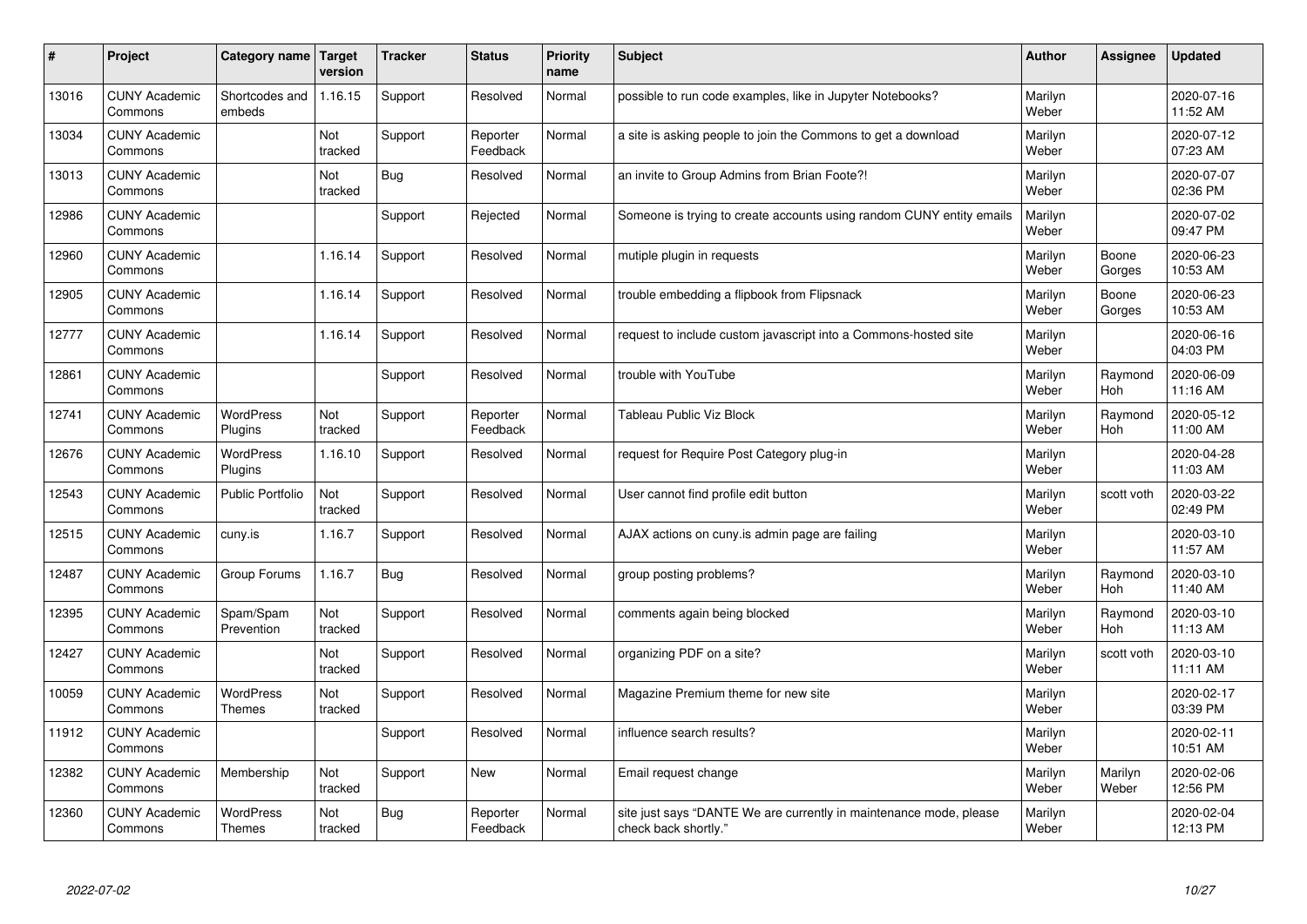| # | Project | Category name | Target version | Tracker | Status | Priority name | Subject | Author | Assignee | Updated |
|---|---|---|---|---|---|---|---|---|---|---|
| 13016 | CUNY Academic Commons | Shortcodes and embeds | 1.16.15 | Support | Resolved | Normal | possible to run code examples, like in Jupyter Notebooks? | Marilyn Weber | | 2020-07-16 11:52 AM |
| 13034 | CUNY Academic Commons | | Not tracked | Support | Reporter Feedback | Normal | a site is asking people to join the Commons to get a download | Marilyn Weber | | 2020-07-12 07:23 AM |
| 13013 | CUNY Academic Commons | | Not tracked | Bug | Resolved | Normal | an invite to Group Admins from Brian Foote?! | Marilyn Weber | | 2020-07-07 02:36 PM |
| 12986 | CUNY Academic Commons | | | Support | Rejected | Normal | Someone is trying to create accounts using random CUNY entity emails | Marilyn Weber | | 2020-07-02 09:47 PM |
| 12960 | CUNY Academic Commons | | 1.16.14 | Support | Resolved | Normal | mutiple plugin in requests | Marilyn Weber | Boone Gorges | 2020-06-23 10:53 AM |
| 12905 | CUNY Academic Commons | | 1.16.14 | Support | Resolved | Normal | trouble embedding a flipbook from Flipsnack | Marilyn Weber | Boone Gorges | 2020-06-23 10:53 AM |
| 12777 | CUNY Academic Commons | | 1.16.14 | Support | Resolved | Normal | request to include custom javascript into a Commons-hosted site | Marilyn Weber | | 2020-06-16 04:03 PM |
| 12861 | CUNY Academic Commons | | | Support | Resolved | Normal | trouble with YouTube | Marilyn Weber | Raymond Hoh | 2020-06-09 11:16 AM |
| 12741 | CUNY Academic Commons | WordPress Plugins | Not tracked | Support | Reporter Feedback | Normal | Tableau Public Viz Block | Marilyn Weber | Raymond Hoh | 2020-05-12 11:00 AM |
| 12676 | CUNY Academic Commons | WordPress Plugins | 1.16.10 | Support | Resolved | Normal | request for Require Post Category plug-in | Marilyn Weber | | 2020-04-28 11:03 AM |
| 12543 | CUNY Academic Commons | Public Portfolio | Not tracked | Support | Resolved | Normal | User cannot find profile edit button | Marilyn Weber | scott voth | 2020-03-22 02:49 PM |
| 12515 | CUNY Academic Commons | cuny.is | 1.16.7 | Support | Resolved | Normal | AJAX actions on cuny.is admin page are failing | Marilyn Weber | | 2020-03-10 11:57 AM |
| 12487 | CUNY Academic Commons | Group Forums | 1.16.7 | Bug | Resolved | Normal | group posting problems? | Marilyn Weber | Raymond Hoh | 2020-03-10 11:40 AM |
| 12395 | CUNY Academic Commons | Spam/Spam Prevention | Not tracked | Support | Resolved | Normal | comments again being blocked | Marilyn Weber | Raymond Hoh | 2020-03-10 11:13 AM |
| 12427 | CUNY Academic Commons | | Not tracked | Support | Resolved | Normal | organizing PDF on a site? | Marilyn Weber | scott voth | 2020-03-10 11:11 AM |
| 10059 | CUNY Academic Commons | WordPress Themes | Not tracked | Support | Resolved | Normal | Magazine Premium theme for new site | Marilyn Weber | | 2020-02-17 03:39 PM |
| 11912 | CUNY Academic Commons | | | Support | Resolved | Normal | influence search results? | Marilyn Weber | | 2020-02-11 10:51 AM |
| 12382 | CUNY Academic Commons | Membership | Not tracked | Support | New | Normal | Email request change | Marilyn Weber | Marilyn Weber | 2020-02-06 12:56 PM |
| 12360 | CUNY Academic Commons | WordPress Themes | Not tracked | Bug | Reporter Feedback | Normal | site just says "DANTE We are currently in maintenance mode, please check back shortly." | Marilyn Weber | | 2020-02-04 12:13 PM |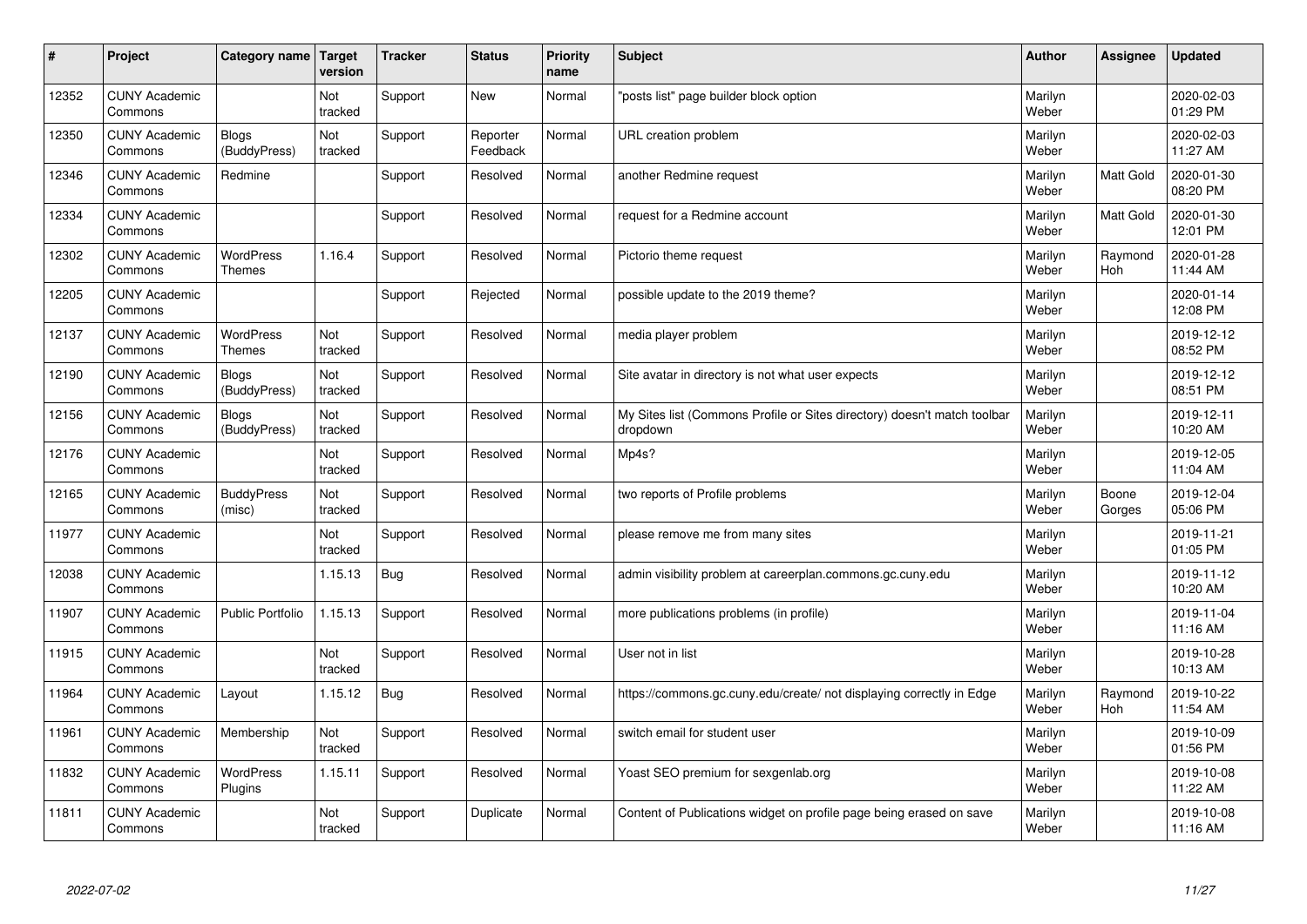| # | Project | Category name | Target version | Tracker | Status | Priority name | Subject | Author | Assignee | Updated |
|---|---|---|---|---|---|---|---|---|---|---|
| 12352 | CUNY Academic Commons | | Not tracked | Support | New | Normal | "posts list" page builder block option | Marilyn Weber | | 2020-02-03 01:29 PM |
| 12350 | CUNY Academic Commons | Blogs (BuddyPress) | Not tracked | Support | Reporter Feedback | Normal | URL creation problem | Marilyn Weber | | 2020-02-03 11:27 AM |
| 12346 | CUNY Academic Commons | Redmine | | Support | Resolved | Normal | another Redmine request | Marilyn Weber | Matt Gold | 2020-01-30 08:20 PM |
| 12334 | CUNY Academic Commons | | | Support | Resolved | Normal | request for a Redmine account | Marilyn Weber | Matt Gold | 2020-01-30 12:01 PM |
| 12302 | CUNY Academic Commons | WordPress Themes | 1.16.4 | Support | Resolved | Normal | Pictorio theme request | Marilyn Weber | Raymond Hoh | 2020-01-28 11:44 AM |
| 12205 | CUNY Academic Commons | | | Support | Rejected | Normal | possible update to the 2019 theme? | Marilyn Weber | | 2020-01-14 12:08 PM |
| 12137 | CUNY Academic Commons | WordPress Themes | Not tracked | Support | Resolved | Normal | media player problem | Marilyn Weber | | 2019-12-12 08:52 PM |
| 12190 | CUNY Academic Commons | Blogs (BuddyPress) | Not tracked | Support | Resolved | Normal | Site avatar in directory is not what user expects | Marilyn Weber | | 2019-12-12 08:51 PM |
| 12156 | CUNY Academic Commons | Blogs (BuddyPress) | Not tracked | Support | Resolved | Normal | My Sites list (Commons Profile or Sites directory) doesn't match toolbar dropdown | Marilyn Weber | | 2019-12-11 10:20 AM |
| 12176 | CUNY Academic Commons | | Not tracked | Support | Resolved | Normal | Mp4s? | Marilyn Weber | | 2019-12-05 11:04 AM |
| 12165 | CUNY Academic Commons | BuddyPress (misc) | Not tracked | Support | Resolved | Normal | two reports of Profile problems | Marilyn Weber | Boone Gorges | 2019-12-04 05:06 PM |
| 11977 | CUNY Academic Commons | | Not tracked | Support | Resolved | Normal | please remove me from many sites | Marilyn Weber | | 2019-11-21 01:05 PM |
| 12038 | CUNY Academic Commons | | 1.15.13 | Bug | Resolved | Normal | admin visibility problem at careerplan.commons.gc.cuny.edu | Marilyn Weber | | 2019-11-12 10:20 AM |
| 11907 | CUNY Academic Commons | Public Portfolio | 1.15.13 | Support | Resolved | Normal | more publications problems (in profile) | Marilyn Weber | | 2019-11-04 11:16 AM |
| 11915 | CUNY Academic Commons | | Not tracked | Support | Resolved | Normal | User not in list | Marilyn Weber | | 2019-10-28 10:13 AM |
| 11964 | CUNY Academic Commons | Layout | 1.15.12 | Bug | Resolved | Normal | https://commons.gc.cuny.edu/create/ not displaying correctly in Edge | Marilyn Weber | Raymond Hoh | 2019-10-22 11:54 AM |
| 11961 | CUNY Academic Commons | Membership | Not tracked | Support | Resolved | Normal | switch email for student user | Marilyn Weber | | 2019-10-09 01:56 PM |
| 11832 | CUNY Academic Commons | WordPress Plugins | 1.15.11 | Support | Resolved | Normal | Yoast SEO premium for sexgenlab.org | Marilyn Weber | | 2019-10-08 11:22 AM |
| 11811 | CUNY Academic Commons | | Not tracked | Support | Duplicate | Normal | Content of Publications widget on profile page being erased on save | Marilyn Weber | | 2019-10-08 11:16 AM |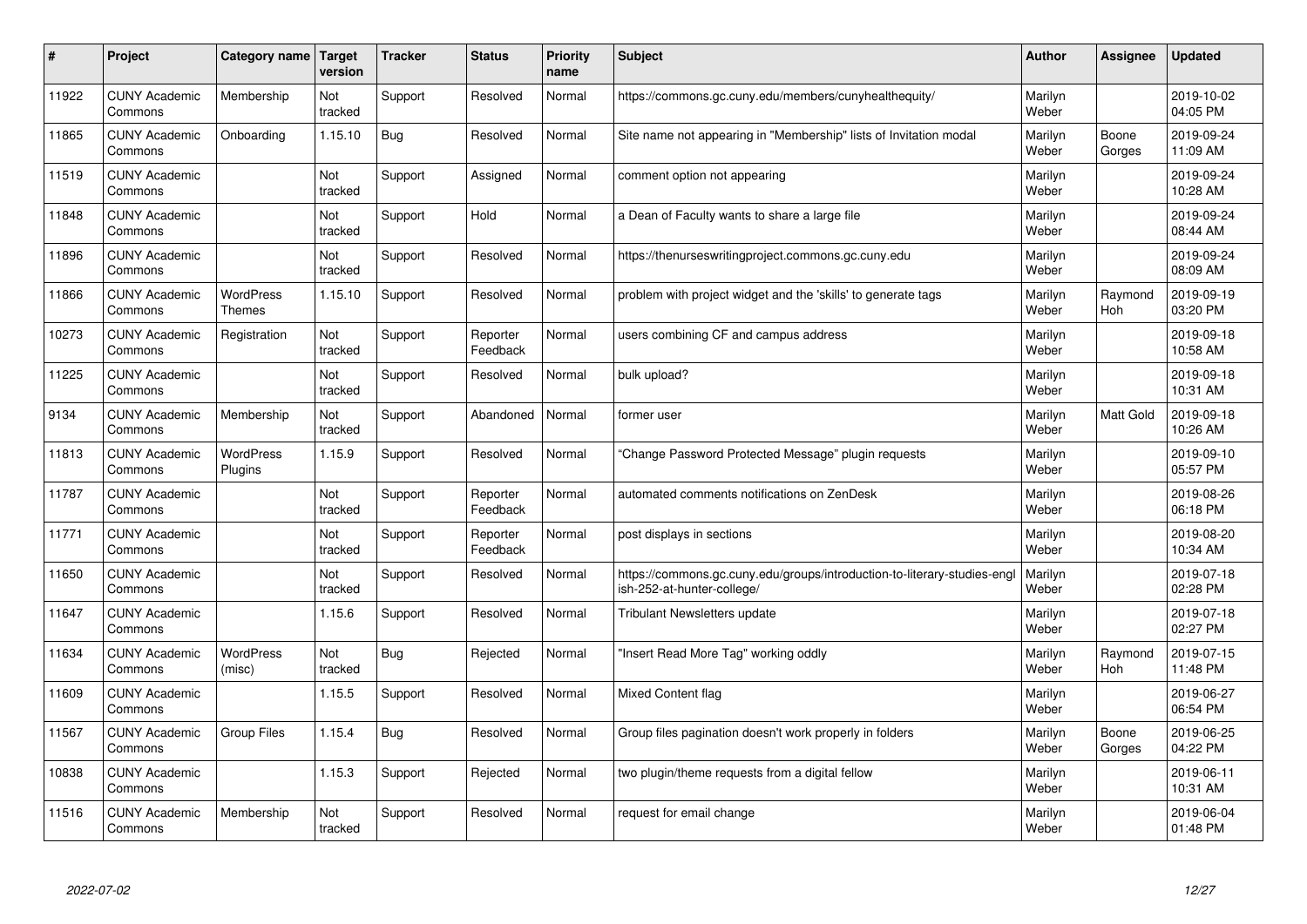| # | Project | Category name | Target version | Tracker | Status | Priority name | Subject | Author | Assignee | Updated |
|---|---|---|---|---|---|---|---|---|---|---|
| 11922 | CUNY Academic Commons | Membership | Not tracked | Support | Resolved | Normal | https://commons.gc.cuny.edu/members/cunyhealthequity/ | Marilyn Weber | | 2019-10-02 04:05 PM |
| 11865 | CUNY Academic Commons | Onboarding | 1.15.10 | Bug | Resolved | Normal | Site name not appearing in "Membership" lists of Invitation modal | Marilyn Weber | Boone Gorges | 2019-09-24 11:09 AM |
| 11519 | CUNY Academic Commons | | Not tracked | Support | Assigned | Normal | comment option not appearing | Marilyn Weber | | 2019-09-24 10:28 AM |
| 11848 | CUNY Academic Commons | | Not tracked | Support | Hold | Normal | a Dean of Faculty wants to share a large file | Marilyn Weber | | 2019-09-24 08:44 AM |
| 11896 | CUNY Academic Commons | | Not tracked | Support | Resolved | Normal | https://thenurseswritingproject.commons.gc.cuny.edu | Marilyn Weber | | 2019-09-24 08:09 AM |
| 11866 | CUNY Academic Commons | WordPress Themes | 1.15.10 | Support | Resolved | Normal | problem with project widget and the 'skills' to generate tags | Marilyn Weber | Raymond Hoh | 2019-09-19 03:20 PM |
| 10273 | CUNY Academic Commons | Registration | Not tracked | Support | Reporter Feedback | Normal | users combining CF and campus address | Marilyn Weber | | 2019-09-18 10:58 AM |
| 11225 | CUNY Academic Commons | | Not tracked | Support | Resolved | Normal | bulk upload? | Marilyn Weber | | 2019-09-18 10:31 AM |
| 9134 | CUNY Academic Commons | Membership | Not tracked | Support | Abandoned | Normal | former user | Marilyn Weber | Matt Gold | 2019-09-18 10:26 AM |
| 11813 | CUNY Academic Commons | WordPress Plugins | 1.15.9 | Support | Resolved | Normal | "Change Password Protected Message" plugin requests | Marilyn Weber | | 2019-09-10 05:57 PM |
| 11787 | CUNY Academic Commons | | Not tracked | Support | Reporter Feedback | Normal | automated comments notifications on ZenDesk | Marilyn Weber | | 2019-08-26 06:18 PM |
| 11771 | CUNY Academic Commons | | Not tracked | Support | Reporter Feedback | Normal | post displays in sections | Marilyn Weber | | 2019-08-20 10:34 AM |
| 11650 | CUNY Academic Commons | | Not tracked | Support | Resolved | Normal | https://commons.gc.cuny.edu/groups/introduction-to-literary-studies-english-252-at-hunter-college/ | Marilyn Weber | | 2019-07-18 02:28 PM |
| 11647 | CUNY Academic Commons | | 1.15.6 | Support | Resolved | Normal | Tribulant Newsletters update | Marilyn Weber | | 2019-07-18 02:27 PM |
| 11634 | CUNY Academic Commons | WordPress (misc) | Not tracked | Bug | Rejected | Normal | "Insert Read More Tag" working oddly | Marilyn Weber | Raymond Hoh | 2019-07-15 11:48 PM |
| 11609 | CUNY Academic Commons | | 1.15.5 | Support | Resolved | Normal | Mixed Content flag | Marilyn Weber | | 2019-06-27 06:54 PM |
| 11567 | CUNY Academic Commons | Group Files | 1.15.4 | Bug | Resolved | Normal | Group files pagination doesn't work properly in folders | Marilyn Weber | Boone Gorges | 2019-06-25 04:22 PM |
| 10838 | CUNY Academic Commons | | 1.15.3 | Support | Rejected | Normal | two plugin/theme requests from a digital fellow | Marilyn Weber | | 2019-06-11 10:31 AM |
| 11516 | CUNY Academic Commons | Membership | Not tracked | Support | Resolved | Normal | request for email change | Marilyn Weber | | 2019-06-04 01:48 PM |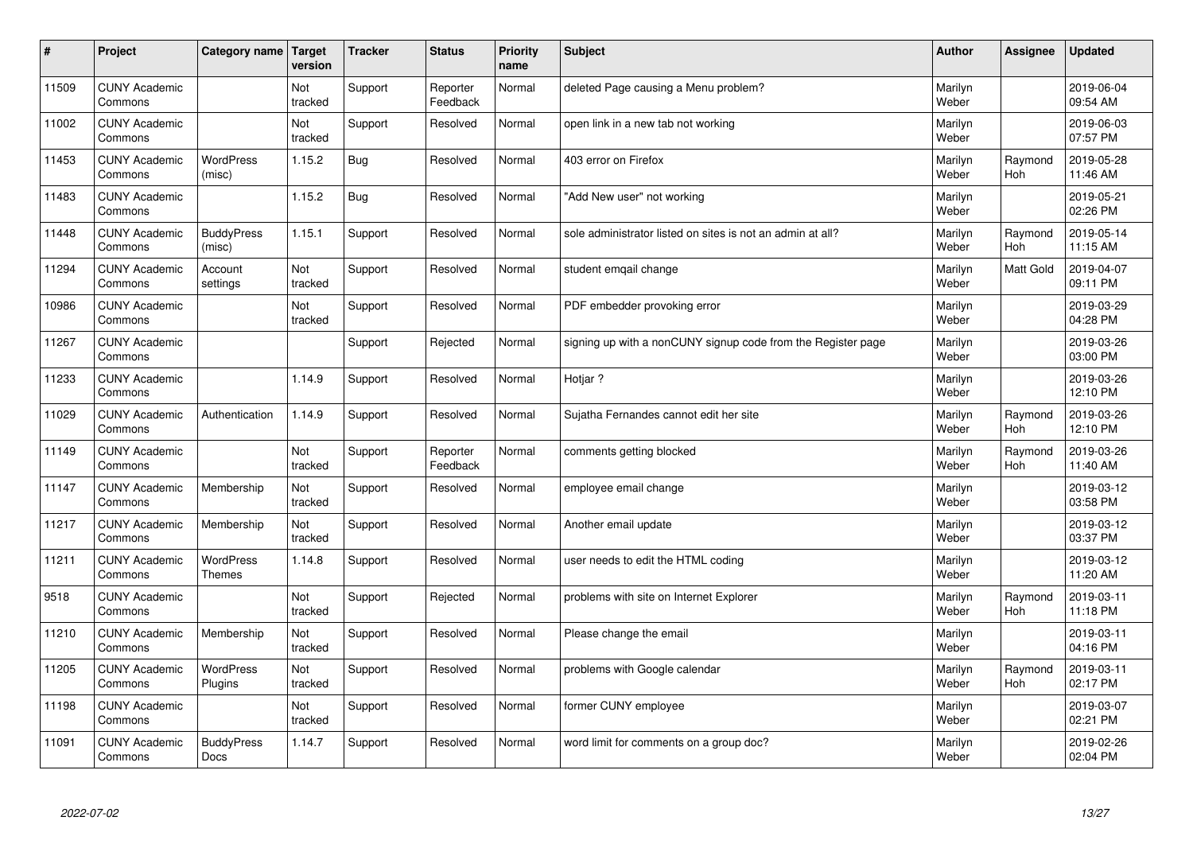| # | Project | Category name | Target version | Tracker | Status | Priority name | Subject | Author | Assignee | Updated |
|---|---|---|---|---|---|---|---|---|---|---|
| 11509 | CUNY Academic Commons | | Not tracked | Support | Reporter Feedback | Normal | deleted Page causing a Menu problem? | Marilyn Weber | | 2019-06-04 09:54 AM |
| 11002 | CUNY Academic Commons | | Not tracked | Support | Resolved | Normal | open link in a new tab not working | Marilyn Weber | | 2019-06-03 07:57 PM |
| 11453 | CUNY Academic Commons | WordPress (misc) | 1.15.2 | Bug | Resolved | Normal | 403 error on Firefox | Marilyn Weber | Raymond Hoh | 2019-05-28 11:46 AM |
| 11483 | CUNY Academic Commons | | 1.15.2 | Bug | Resolved | Normal | "Add New user" not working | Marilyn Weber | | 2019-05-21 02:26 PM |
| 11448 | CUNY Academic Commons | BuddyPress (misc) | 1.15.1 | Support | Resolved | Normal | sole administrator listed on sites is not an admin at all? | Marilyn Weber | Raymond Hoh | 2019-05-14 11:15 AM |
| 11294 | CUNY Academic Commons | Account settings | Not tracked | Support | Resolved | Normal | student emqail change | Marilyn Weber | Matt Gold | 2019-04-07 09:11 PM |
| 10986 | CUNY Academic Commons | | Not tracked | Support | Resolved | Normal | PDF embedder provoking error | Marilyn Weber | | 2019-03-29 04:28 PM |
| 11267 | CUNY Academic Commons | | | Support | Rejected | Normal | signing up with a nonCUNY signup code from the Register page | Marilyn Weber | | 2019-03-26 03:00 PM |
| 11233 | CUNY Academic Commons | | 1.14.9 | Support | Resolved | Normal | Hotjar ? | Marilyn Weber | | 2019-03-26 12:10 PM |
| 11029 | CUNY Academic Commons | Authentication | 1.14.9 | Support | Resolved | Normal | Sujatha Fernandes cannot edit her site | Marilyn Weber | Raymond Hoh | 2019-03-26 12:10 PM |
| 11149 | CUNY Academic Commons | | Not tracked | Support | Reporter Feedback | Normal | comments getting blocked | Marilyn Weber | Raymond Hoh | 2019-03-26 11:40 AM |
| 11147 | CUNY Academic Commons | Membership | Not tracked | Support | Resolved | Normal | employee email change | Marilyn Weber | | 2019-03-12 03:58 PM |
| 11217 | CUNY Academic Commons | Membership | Not tracked | Support | Resolved | Normal | Another email update | Marilyn Weber | | 2019-03-12 03:37 PM |
| 11211 | CUNY Academic Commons | WordPress Themes | 1.14.8 | Support | Resolved | Normal | user needs to edit the HTML coding | Marilyn Weber | | 2019-03-12 11:20 AM |
| 9518 | CUNY Academic Commons | | Not tracked | Support | Rejected | Normal | problems with site on Internet Explorer | Marilyn Weber | Raymond Hoh | 2019-03-11 11:18 PM |
| 11210 | CUNY Academic Commons | Membership | Not tracked | Support | Resolved | Normal | Please change the email | Marilyn Weber | | 2019-03-11 04:16 PM |
| 11205 | CUNY Academic Commons | WordPress Plugins | Not tracked | Support | Resolved | Normal | problems with Google calendar | Marilyn Weber | Raymond Hoh | 2019-03-11 02:17 PM |
| 11198 | CUNY Academic Commons | | Not tracked | Support | Resolved | Normal | former CUNY employee | Marilyn Weber | | 2019-03-07 02:21 PM |
| 11091 | CUNY Academic Commons | BuddyPress Docs | 1.14.7 | Support | Resolved | Normal | word limit for comments on a group doc? | Marilyn Weber | | 2019-02-26 02:04 PM |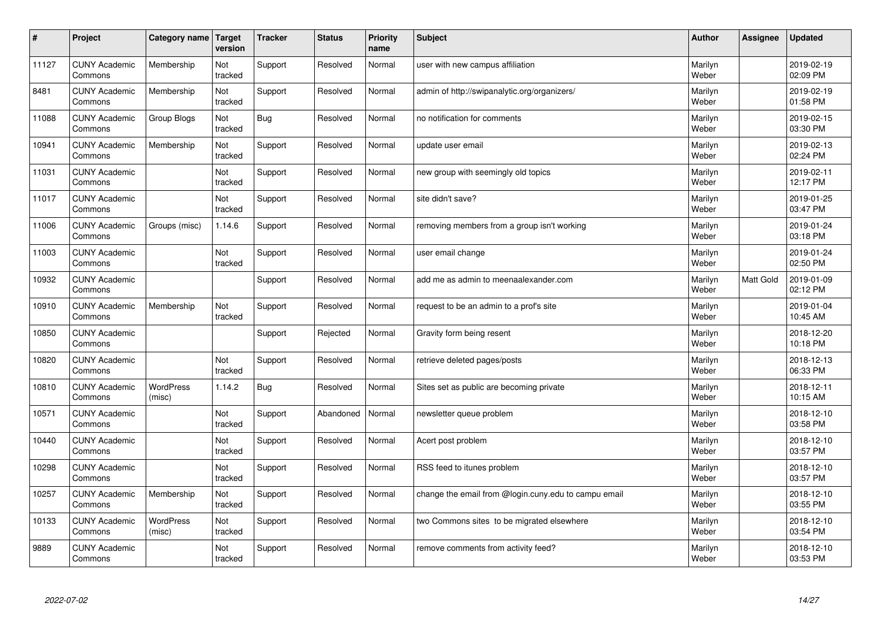| # | Project | Category name | Target version | Tracker | Status | Priority name | Subject | Author | Assignee | Updated |
|---|---|---|---|---|---|---|---|---|---|---|
| 11127 | CUNY Academic Commons | Membership | Not tracked | Support | Resolved | Normal | user with new campus affiliation | Marilyn Weber | | 2019-02-19 02:09 PM |
| 8481 | CUNY Academic Commons | Membership | Not tracked | Support | Resolved | Normal | admin of http://swipanalytic.org/organizers/ | Marilyn Weber | | 2019-02-19 01:58 PM |
| 11088 | CUNY Academic Commons | Group Blogs | Not tracked | Bug | Resolved | Normal | no notification for comments | Marilyn Weber | | 2019-02-15 03:30 PM |
| 10941 | CUNY Academic Commons | Membership | Not tracked | Support | Resolved | Normal | update user email | Marilyn Weber | | 2019-02-13 02:24 PM |
| 11031 | CUNY Academic Commons | | Not tracked | Support | Resolved | Normal | new group with seemingly old topics | Marilyn Weber | | 2019-02-11 12:17 PM |
| 11017 | CUNY Academic Commons | | Not tracked | Support | Resolved | Normal | site didn't save? | Marilyn Weber | | 2019-01-25 03:47 PM |
| 11006 | CUNY Academic Commons | Groups (misc) | 1.14.6 | Support | Resolved | Normal | removing members from a group isn't working | Marilyn Weber | | 2019-01-24 03:18 PM |
| 11003 | CUNY Academic Commons | | Not tracked | Support | Resolved | Normal | user email change | Marilyn Weber | | 2019-01-24 02:50 PM |
| 10932 | CUNY Academic Commons | | | Support | Resolved | Normal | add me as admin to meenaalexander.com | Marilyn Weber | Matt Gold | 2019-01-09 02:12 PM |
| 10910 | CUNY Academic Commons | Membership | Not tracked | Support | Resolved | Normal | request to be an admin to a prof's site | Marilyn Weber | | 2019-01-04 10:45 AM |
| 10850 | CUNY Academic Commons | | | Support | Rejected | Normal | Gravity form being resent | Marilyn Weber | | 2018-12-20 10:18 PM |
| 10820 | CUNY Academic Commons | | Not tracked | Support | Resolved | Normal | retrieve deleted pages/posts | Marilyn Weber | | 2018-12-13 06:33 PM |
| 10810 | CUNY Academic Commons | WordPress (misc) | 1.14.2 | Bug | Resolved | Normal | Sites set as public are becoming private | Marilyn Weber | | 2018-12-11 10:15 AM |
| 10571 | CUNY Academic Commons | | Not tracked | Support | Abandoned | Normal | newsletter queue problem | Marilyn Weber | | 2018-12-10 03:58 PM |
| 10440 | CUNY Academic Commons | | Not tracked | Support | Resolved | Normal | Acert post problem | Marilyn Weber | | 2018-12-10 03:57 PM |
| 10298 | CUNY Academic Commons | | Not tracked | Support | Resolved | Normal | RSS feed to itunes problem | Marilyn Weber | | 2018-12-10 03:57 PM |
| 10257 | CUNY Academic Commons | Membership | Not tracked | Support | Resolved | Normal | change the email from @login.cuny.edu to campu email | Marilyn Weber | | 2018-12-10 03:55 PM |
| 10133 | CUNY Academic Commons | WordPress (misc) | Not tracked | Support | Resolved | Normal | two Commons sites to be migrated elsewhere | Marilyn Weber | | 2018-12-10 03:54 PM |
| 9889 | CUNY Academic Commons | | Not tracked | Support | Resolved | Normal | remove comments from activity feed? | Marilyn Weber | | 2018-12-10 03:53 PM |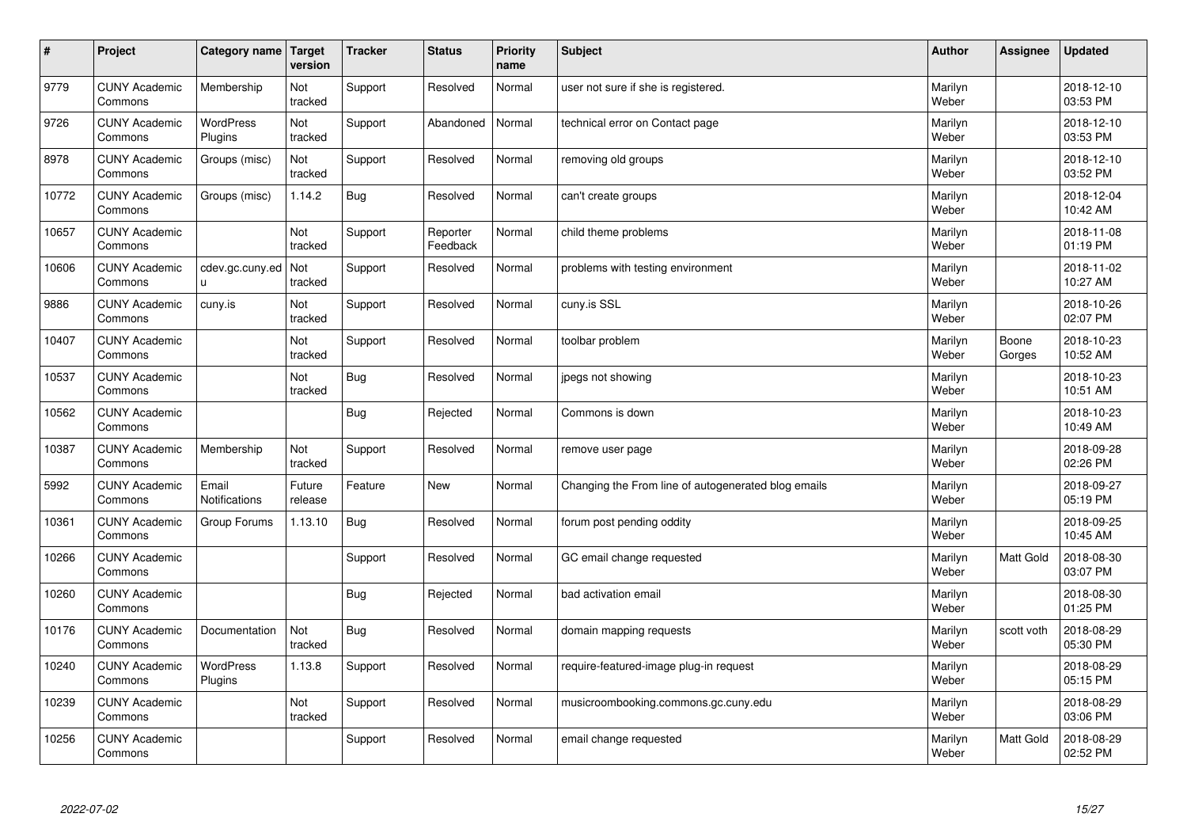| # | Project | Category name | Target version | Tracker | Status | Priority name | Subject | Author | Assignee | Updated |
|---|---|---|---|---|---|---|---|---|---|---|
| 9779 | CUNY Academic Commons | Membership | Not tracked | Support | Resolved | Normal | user not sure if she is registered. | Marilyn Weber | | 2018-12-10 03:53 PM |
| 9726 | CUNY Academic Commons | WordPress Plugins | Not tracked | Support | Abandoned | Normal | technical error on Contact page | Marilyn Weber | | 2018-12-10 03:53 PM |
| 8978 | CUNY Academic Commons | Groups (misc) | Not tracked | Support | Resolved | Normal | removing old groups | Marilyn Weber | | 2018-12-10 03:52 PM |
| 10772 | CUNY Academic Commons | Groups (misc) | 1.14.2 | Bug | Resolved | Normal | can't create groups | Marilyn Weber | | 2018-12-04 10:42 AM |
| 10657 | CUNY Academic Commons | | Not tracked | Support | Reporter Feedback | Normal | child theme problems | Marilyn Weber | | 2018-11-08 01:19 PM |
| 10606 | CUNY Academic Commons | cdev.gc.cuny.edu | Not tracked | Support | Resolved | Normal | problems with testing environment | Marilyn Weber | | 2018-11-02 10:27 AM |
| 9886 | CUNY Academic Commons | cuny.is | Not tracked | Support | Resolved | Normal | cuny.is SSL | Marilyn Weber | | 2018-10-26 02:07 PM |
| 10407 | CUNY Academic Commons | | Not tracked | Support | Resolved | Normal | toolbar problem | Marilyn Weber | Boone Gorges | 2018-10-23 10:52 AM |
| 10537 | CUNY Academic Commons | | Not tracked | Bug | Resolved | Normal | jpegs not showing | Marilyn Weber | | 2018-10-23 10:51 AM |
| 10562 | CUNY Academic Commons | | | Bug | Rejected | Normal | Commons is down | Marilyn Weber | | 2018-10-23 10:49 AM |
| 10387 | CUNY Academic Commons | Membership | Not tracked | Support | Resolved | Normal | remove user page | Marilyn Weber | | 2018-09-28 02:26 PM |
| 5992 | CUNY Academic Commons | Email Notifications | Future release | Feature | New | Normal | Changing the From line of autogenerated blog emails | Marilyn Weber | | 2018-09-27 05:19 PM |
| 10361 | CUNY Academic Commons | Group Forums | 1.13.10 | Bug | Resolved | Normal | forum post pending oddity | Marilyn Weber | | 2018-09-25 10:45 AM |
| 10266 | CUNY Academic Commons | | | Support | Resolved | Normal | GC email change requested | Marilyn Weber | Matt Gold | 2018-08-30 03:07 PM |
| 10260 | CUNY Academic Commons | | | Bug | Rejected | Normal | bad activation email | Marilyn Weber | | 2018-08-30 01:25 PM |
| 10176 | CUNY Academic Commons | Documentation | Not tracked | Bug | Resolved | Normal | domain mapping requests | Marilyn Weber | scott voth | 2018-08-29 05:30 PM |
| 10240 | CUNY Academic Commons | WordPress Plugins | 1.13.8 | Support | Resolved | Normal | require-featured-image plug-in request | Marilyn Weber | | 2018-08-29 05:15 PM |
| 10239 | CUNY Academic Commons | | Not tracked | Support | Resolved | Normal | musicroombooking.commons.gc.cuny.edu | Marilyn Weber | | 2018-08-29 03:06 PM |
| 10256 | CUNY Academic Commons | | | Support | Resolved | Normal | email change requested | Marilyn Weber | Matt Gold | 2018-08-29 02:52 PM |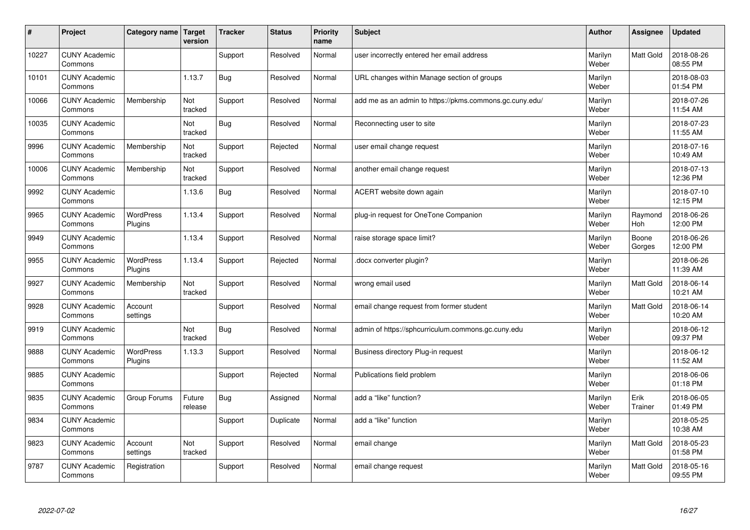| # | Project | Category name | Target version | Tracker | Status | Priority name | Subject | Author | Assignee | Updated |
| --- | --- | --- | --- | --- | --- | --- | --- | --- | --- | --- |
| 10227 | CUNY Academic Commons | | | Support | Resolved | Normal | user incorrectly entered her email address | Marilyn Weber | Matt Gold | 2018-08-26 08:55 PM |
| 10101 | CUNY Academic Commons | | 1.13.7 | Bug | Resolved | Normal | URL changes within Manage section of groups | Marilyn Weber | | 2018-08-03 01:54 PM |
| 10066 | CUNY Academic Commons | Membership | Not tracked | Support | Resolved | Normal | add me as an admin to https://pkms.commons.gc.cuny.edu/ | Marilyn Weber | | 2018-07-26 11:54 AM |
| 10035 | CUNY Academic Commons | | Not tracked | Bug | Resolved | Normal | Reconnecting user to site | Marilyn Weber | | 2018-07-23 11:55 AM |
| 9996 | CUNY Academic Commons | Membership | Not tracked | Support | Rejected | Normal | user email change request | Marilyn Weber | | 2018-07-16 10:49 AM |
| 10006 | CUNY Academic Commons | Membership | Not tracked | Support | Resolved | Normal | another email change request | Marilyn Weber | | 2018-07-13 12:36 PM |
| 9992 | CUNY Academic Commons | | 1.13.6 | Bug | Resolved | Normal | ACERT website down again | Marilyn Weber | | 2018-07-10 12:15 PM |
| 9965 | CUNY Academic Commons | WordPress Plugins | 1.13.4 | Support | Resolved | Normal | plug-in request for OneTone Companion | Marilyn Weber | Raymond Hoh | 2018-06-26 12:00 PM |
| 9949 | CUNY Academic Commons | | 1.13.4 | Support | Resolved | Normal | raise storage space limit? | Marilyn Weber | Boone Gorges | 2018-06-26 12:00 PM |
| 9955 | CUNY Academic Commons | WordPress Plugins | 1.13.4 | Support | Rejected | Normal | .docx converter plugin? | Marilyn Weber | | 2018-06-26 11:39 AM |
| 9927 | CUNY Academic Commons | Membership | Not tracked | Support | Resolved | Normal | wrong email used | Marilyn Weber | Matt Gold | 2018-06-14 10:21 AM |
| 9928 | CUNY Academic Commons | Account settings | | Support | Resolved | Normal | email change request from former student | Marilyn Weber | Matt Gold | 2018-06-14 10:20 AM |
| 9919 | CUNY Academic Commons | | Not tracked | Bug | Resolved | Normal | admin of https://sphcurriculum.commons.gc.cuny.edu | Marilyn Weber | | 2018-06-12 09:37 PM |
| 9888 | CUNY Academic Commons | WordPress Plugins | 1.13.3 | Support | Resolved | Normal | Business directory Plug-in request | Marilyn Weber | | 2018-06-12 11:52 AM |
| 9885 | CUNY Academic Commons | | | Support | Rejected | Normal | Publications field problem | Marilyn Weber | | 2018-06-06 01:18 PM |
| 9835 | CUNY Academic Commons | Group Forums | Future release | Bug | Assigned | Normal | add a "like" function? | Marilyn Weber | Erik Trainer | 2018-06-05 01:49 PM |
| 9834 | CUNY Academic Commons | | | Support | Duplicate | Normal | add a "like" function | Marilyn Weber | | 2018-05-25 10:38 AM |
| 9823 | CUNY Academic Commons | Account settings | Not tracked | Support | Resolved | Normal | email change | Marilyn Weber | Matt Gold | 2018-05-23 01:58 PM |
| 9787 | CUNY Academic Commons | Registration | | Support | Resolved | Normal | email change request | Marilyn Weber | Matt Gold | 2018-05-16 09:55 PM |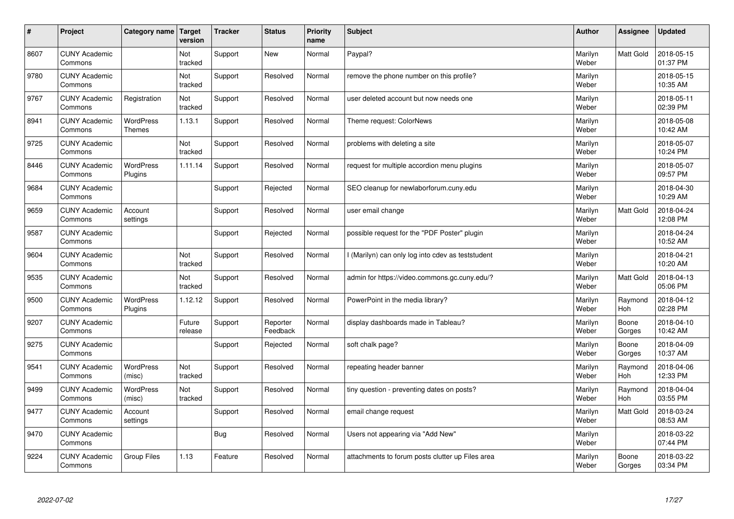| # | Project | Category name | Target version | Tracker | Status | Priority name | Subject | Author | Assignee | Updated |
|---|---|---|---|---|---|---|---|---|---|---|
| 8607 | CUNY Academic Commons | | Not tracked | Support | New | Normal | Paypal? | Marilyn Weber | Matt Gold | 2018-05-15 01:37 PM |
| 9780 | CUNY Academic Commons | | Not tracked | Support | Resolved | Normal | remove the phone number on this profile? | Marilyn Weber | | 2018-05-15 10:35 AM |
| 9767 | CUNY Academic Commons | Registration | Not tracked | Support | Resolved | Normal | user deleted account but now needs one | Marilyn Weber | | 2018-05-11 02:39 PM |
| 8941 | CUNY Academic Commons | WordPress Themes | 1.13.1 | Support | Resolved | Normal | Theme request: ColorNews | Marilyn Weber | | 2018-05-08 10:42 AM |
| 9725 | CUNY Academic Commons | | Not tracked | Support | Resolved | Normal | problems with deleting a site | Marilyn Weber | | 2018-05-07 10:24 PM |
| 8446 | CUNY Academic Commons | WordPress Plugins | 1.11.14 | Support | Resolved | Normal | request for multiple accordion menu plugins | Marilyn Weber | | 2018-05-07 09:57 PM |
| 9684 | CUNY Academic Commons | | | Support | Rejected | Normal | SEO cleanup for newlaborforum.cuny.edu | Marilyn Weber | | 2018-04-30 10:29 AM |
| 9659 | CUNY Academic Commons | Account settings | | Support | Resolved | Normal | user email change | Marilyn Weber | Matt Gold | 2018-04-24 12:08 PM |
| 9587 | CUNY Academic Commons | | | Support | Rejected | Normal | possible request for the "PDF Poster" plugin | Marilyn Weber | | 2018-04-24 10:52 AM |
| 9604 | CUNY Academic Commons | | Not tracked | Support | Resolved | Normal | I (Marilyn) can only log into cdev as teststudent | Marilyn Weber | | 2018-04-21 10:20 AM |
| 9535 | CUNY Academic Commons | | Not tracked | Support | Resolved | Normal | admin for https://video.commons.gc.cuny.edu/? | Marilyn Weber | Matt Gold | 2018-04-13 05:06 PM |
| 9500 | CUNY Academic Commons | WordPress Plugins | 1.12.12 | Support | Resolved | Normal | PowerPoint in the media library? | Marilyn Weber | Raymond Hoh | 2018-04-12 02:28 PM |
| 9207 | CUNY Academic Commons | | Future release | Support | Reporter Feedback | Normal | display dashboards made in Tableau? | Marilyn Weber | Boone Gorges | 2018-04-10 10:42 AM |
| 9275 | CUNY Academic Commons | | | Support | Rejected | Normal | soft chalk page? | Marilyn Weber | Boone Gorges | 2018-04-09 10:37 AM |
| 9541 | CUNY Academic Commons | WordPress (misc) | Not tracked | Support | Resolved | Normal | repeating header banner | Marilyn Weber | Raymond Hoh | 2018-04-06 12:33 PM |
| 9499 | CUNY Academic Commons | WordPress (misc) | Not tracked | Support | Resolved | Normal | tiny question - preventing dates on posts? | Marilyn Weber | Raymond Hoh | 2018-04-04 03:55 PM |
| 9477 | CUNY Academic Commons | Account settings | | Support | Resolved | Normal | email change request | Marilyn Weber | Matt Gold | 2018-03-24 08:53 AM |
| 9470 | CUNY Academic Commons | | | Bug | Resolved | Normal | Users not appearing via "Add New" | Marilyn Weber | | 2018-03-22 07:44 PM |
| 9224 | CUNY Academic Commons | Group Files | 1.13 | Feature | Resolved | Normal | attachments to forum posts clutter up Files area | Marilyn Weber | Boone Gorges | 2018-03-22 03:34 PM |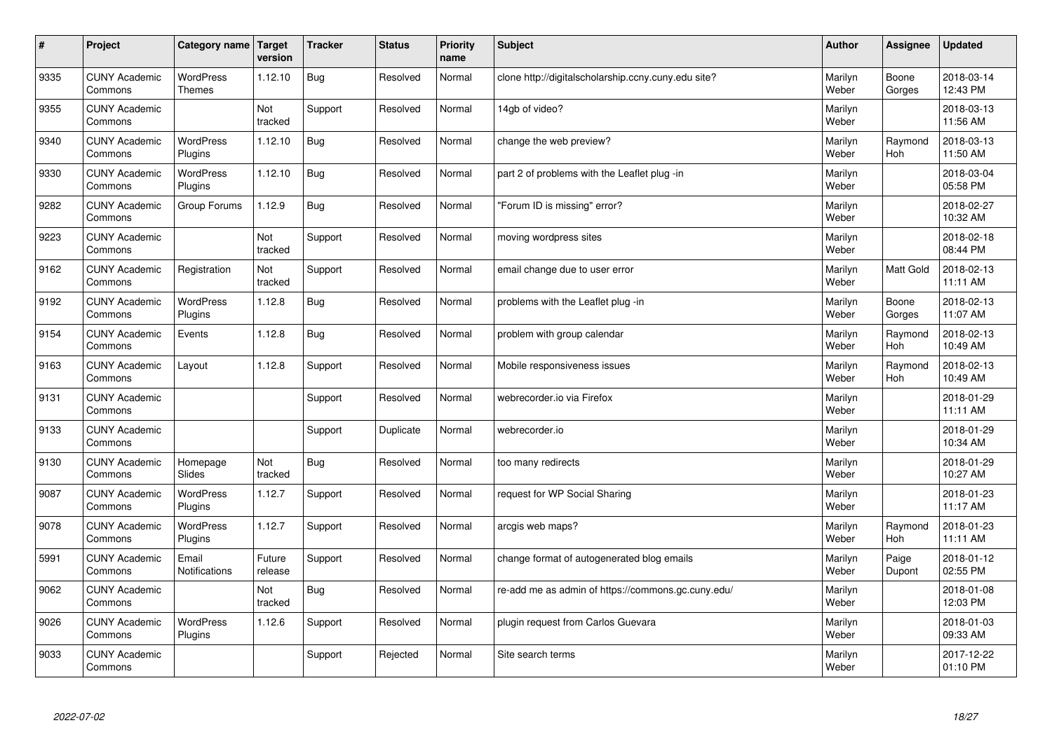| # | Project | Category name | Target version | Tracker | Status | Priority name | Subject | Author | Assignee | Updated |
| --- | --- | --- | --- | --- | --- | --- | --- | --- | --- | --- |
| 9335 | CUNY Academic Commons | WordPress Themes | 1.12.10 | Bug | Resolved | Normal | clone http://digitalscholarship.ccny.cuny.edu site? | Marilyn Weber | Boone Gorges | 2018-03-14 12:43 PM |
| 9355 | CUNY Academic Commons | | Not tracked | Support | Resolved | Normal | 14gb of video? | Marilyn Weber | | 2018-03-13 11:56 AM |
| 9340 | CUNY Academic Commons | WordPress Plugins | 1.12.10 | Bug | Resolved | Normal | change the web preview? | Marilyn Weber | Raymond Hoh | 2018-03-13 11:50 AM |
| 9330 | CUNY Academic Commons | WordPress Plugins | 1.12.10 | Bug | Resolved | Normal | part 2 of problems with the Leaflet plug -in | Marilyn Weber | | 2018-03-04 05:58 PM |
| 9282 | CUNY Academic Commons | Group Forums | 1.12.9 | Bug | Resolved | Normal | "Forum ID is missing" error? | Marilyn Weber | | 2018-02-27 10:32 AM |
| 9223 | CUNY Academic Commons | | Not tracked | Support | Resolved | Normal | moving wordpress sites | Marilyn Weber | | 2018-02-18 08:44 PM |
| 9162 | CUNY Academic Commons | Registration | Not tracked | Support | Resolved | Normal | email change due to user error | Marilyn Weber | Matt Gold | 2018-02-13 11:11 AM |
| 9192 | CUNY Academic Commons | WordPress Plugins | 1.12.8 | Bug | Resolved | Normal | problems with the Leaflet plug -in | Marilyn Weber | Boone Gorges | 2018-02-13 11:07 AM |
| 9154 | CUNY Academic Commons | Events | 1.12.8 | Bug | Resolved | Normal | problem with group calendar | Marilyn Weber | Raymond Hoh | 2018-02-13 10:49 AM |
| 9163 | CUNY Academic Commons | Layout | 1.12.8 | Support | Resolved | Normal | Mobile responsiveness issues | Marilyn Weber | Raymond Hoh | 2018-02-13 10:49 AM |
| 9131 | CUNY Academic Commons | | | Support | Resolved | Normal | webrecorder.io via Firefox | Marilyn Weber | | 2018-01-29 11:11 AM |
| 9133 | CUNY Academic Commons | | | Support | Duplicate | Normal | webrecorder.io | Marilyn Weber | | 2018-01-29 10:34 AM |
| 9130 | CUNY Academic Commons | Homepage Slides | Not tracked | Bug | Resolved | Normal | too many redirects | Marilyn Weber | | 2018-01-29 10:27 AM |
| 9087 | CUNY Academic Commons | WordPress Plugins | 1.12.7 | Support | Resolved | Normal | request for WP Social Sharing | Marilyn Weber | | 2018-01-23 11:17 AM |
| 9078 | CUNY Academic Commons | WordPress Plugins | 1.12.7 | Support | Resolved | Normal | arcgis web maps? | Marilyn Weber | Raymond Hoh | 2018-01-23 11:11 AM |
| 5991 | CUNY Academic Commons | Email Notifications | Future release | Support | Resolved | Normal | change format of autogenerated blog emails | Marilyn Weber | Paige Dupont | 2018-01-12 02:55 PM |
| 9062 | CUNY Academic Commons | | Not tracked | Bug | Resolved | Normal | re-add me as admin of https://commons.gc.cuny.edu/ | Marilyn Weber | | 2018-01-08 12:03 PM |
| 9026 | CUNY Academic Commons | WordPress Plugins | 1.12.6 | Support | Resolved | Normal | plugin request from Carlos Guevara | Marilyn Weber | | 2018-01-03 09:33 AM |
| 9033 | CUNY Academic Commons | | | Support | Rejected | Normal | Site search terms | Marilyn Weber | | 2017-12-22 01:10 PM |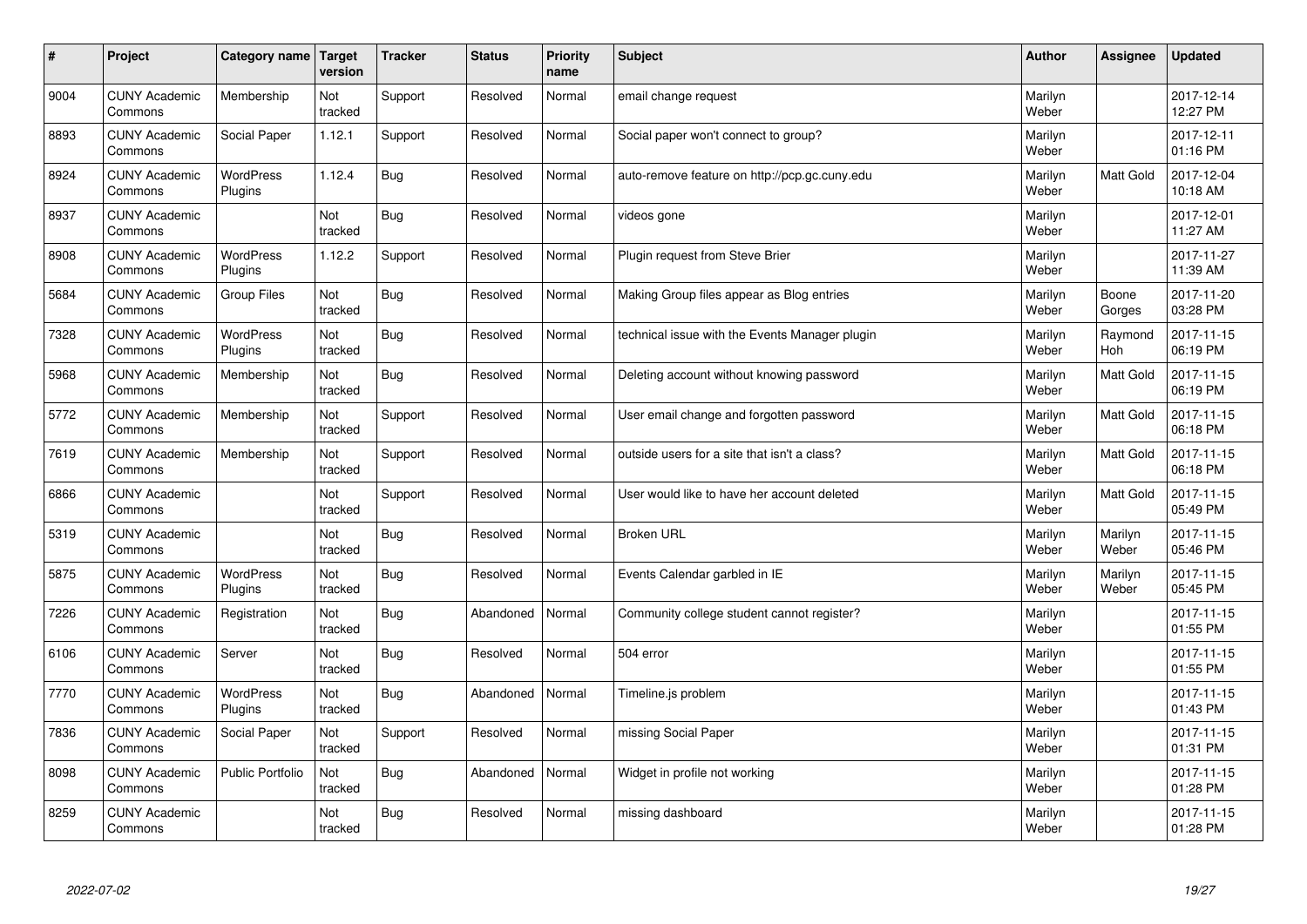| # | Project | Category name | Target version | Tracker | Status | Priority name | Subject | Author | Assignee | Updated |
|---|---|---|---|---|---|---|---|---|---|---|
| 9004 | CUNY Academic Commons | Membership | Not tracked | Support | Resolved | Normal | email change request | Marilyn Weber | | 2017-12-14 12:27 PM |
| 8893 | CUNY Academic Commons | Social Paper | 1.12.1 | Support | Resolved | Normal | Social paper won't connect to group? | Marilyn Weber | | 2017-12-11 01:16 PM |
| 8924 | CUNY Academic Commons | WordPress Plugins | 1.12.4 | Bug | Resolved | Normal | auto-remove feature on http://pcp.gc.cuny.edu | Marilyn Weber | Matt Gold | 2017-12-04 10:18 AM |
| 8937 | CUNY Academic Commons | | Not tracked | Bug | Resolved | Normal | videos gone | Marilyn Weber | | 2017-12-01 11:27 AM |
| 8908 | CUNY Academic Commons | WordPress Plugins | 1.12.2 | Support | Resolved | Normal | Plugin request from Steve Brier | Marilyn Weber | | 2017-11-27 11:39 AM |
| 5684 | CUNY Academic Commons | Group Files | Not tracked | Bug | Resolved | Normal | Making Group files appear as Blog entries | Marilyn Weber | Boone Gorges | 2017-11-20 03:28 PM |
| 7328 | CUNY Academic Commons | WordPress Plugins | Not tracked | Bug | Resolved | Normal | technical issue with the Events Manager plugin | Marilyn Weber | Raymond Hoh | 2017-11-15 06:19 PM |
| 5968 | CUNY Academic Commons | Membership | Not tracked | Bug | Resolved | Normal | Deleting account without knowing password | Marilyn Weber | Matt Gold | 2017-11-15 06:19 PM |
| 5772 | CUNY Academic Commons | Membership | Not tracked | Support | Resolved | Normal | User email change and forgotten password | Marilyn Weber | Matt Gold | 2017-11-15 06:18 PM |
| 7619 | CUNY Academic Commons | Membership | Not tracked | Support | Resolved | Normal | outside users for a site that isn't a class? | Marilyn Weber | Matt Gold | 2017-11-15 06:18 PM |
| 6866 | CUNY Academic Commons | | Not tracked | Support | Resolved | Normal | User would like to have her account deleted | Marilyn Weber | Matt Gold | 2017-11-15 05:49 PM |
| 5319 | CUNY Academic Commons | | Not tracked | Bug | Resolved | Normal | Broken URL | Marilyn Weber | Marilyn Weber | 2017-11-15 05:46 PM |
| 5875 | CUNY Academic Commons | WordPress Plugins | Not tracked | Bug | Resolved | Normal | Events Calendar garbled in IE | Marilyn Weber | Marilyn Weber | 2017-11-15 05:45 PM |
| 7226 | CUNY Academic Commons | Registration | Not tracked | Bug | Abandoned | Normal | Community college student cannot register? | Marilyn Weber | | 2017-11-15 01:55 PM |
| 6106 | CUNY Academic Commons | Server | Not tracked | Bug | Resolved | Normal | 504 error | Marilyn Weber | | 2017-11-15 01:55 PM |
| 7770 | CUNY Academic Commons | WordPress Plugins | Not tracked | Bug | Abandoned | Normal | Timeline.js problem | Marilyn Weber | | 2017-11-15 01:43 PM |
| 7836 | CUNY Academic Commons | Social Paper | Not tracked | Support | Resolved | Normal | missing Social Paper | Marilyn Weber | | 2017-11-15 01:31 PM |
| 8098 | CUNY Academic Commons | Public Portfolio | Not tracked | Bug | Abandoned | Normal | Widget in profile not working | Marilyn Weber | | 2017-11-15 01:28 PM |
| 8259 | CUNY Academic Commons | | Not tracked | Bug | Resolved | Normal | missing dashboard | Marilyn Weber | | 2017-11-15 01:28 PM |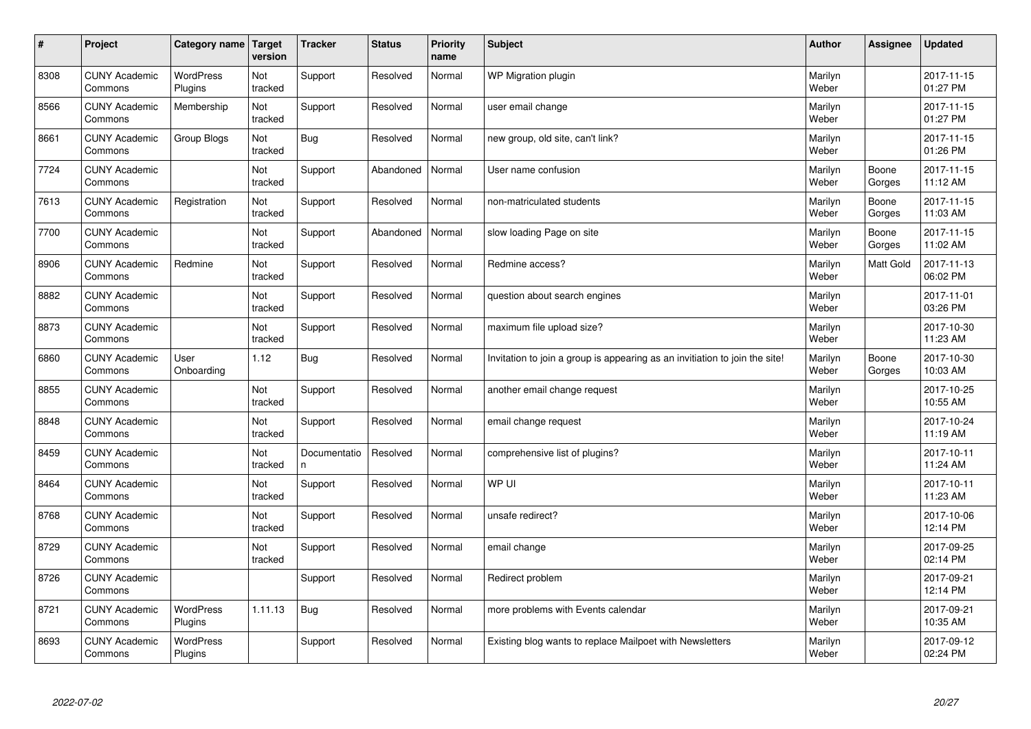| # | Project | Category name | Target version | Tracker | Status | Priority name | Subject | Author | Assignee | Updated |
|---|---|---|---|---|---|---|---|---|---|---|
| 8308 | CUNY Academic Commons | WordPress Plugins | Not tracked | Support | Resolved | Normal | WP Migration plugin | Marilyn Weber | | 2017-11-15 01:27 PM |
| 8566 | CUNY Academic Commons | Membership | Not tracked | Support | Resolved | Normal | user email change | Marilyn Weber | | 2017-11-15 01:27 PM |
| 8661 | CUNY Academic Commons | Group Blogs | Not tracked | Bug | Resolved | Normal | new group, old site, can't link? | Marilyn Weber | | 2017-11-15 01:26 PM |
| 7724 | CUNY Academic Commons | | Not tracked | Support | Abandoned | Normal | User name confusion | Marilyn Weber | Boone Gorges | 2017-11-15 11:12 AM |
| 7613 | CUNY Academic Commons | Registration | Not tracked | Support | Resolved | Normal | non-matriculated students | Marilyn Weber | Boone Gorges | 2017-11-15 11:03 AM |
| 7700 | CUNY Academic Commons | | Not tracked | Support | Abandoned | Normal | slow loading Page on site | Marilyn Weber | Boone Gorges | 2017-11-15 11:02 AM |
| 8906 | CUNY Academic Commons | Redmine | Not tracked | Support | Resolved | Normal | Redmine access? | Marilyn Weber | Matt Gold | 2017-11-13 06:02 PM |
| 8882 | CUNY Academic Commons | | Not tracked | Support | Resolved | Normal | question about search engines | Marilyn Weber | | 2017-11-01 03:26 PM |
| 8873 | CUNY Academic Commons | | Not tracked | Support | Resolved | Normal | maximum file upload size? | Marilyn Weber | | 2017-10-30 11:23 AM |
| 6860 | CUNY Academic Commons | User Onboarding | 1.12 | Bug | Resolved | Normal | Invitation to join a group is appearing as an invitiation to join the site! | Marilyn Weber | Boone Gorges | 2017-10-30 10:03 AM |
| 8855 | CUNY Academic Commons | | Not tracked | Support | Resolved | Normal | another email change request | Marilyn Weber | | 2017-10-25 10:55 AM |
| 8848 | CUNY Academic Commons | | Not tracked | Support | Resolved | Normal | email change request | Marilyn Weber | | 2017-10-24 11:19 AM |
| 8459 | CUNY Academic Commons | | Not tracked | Documentation | Resolved | Normal | comprehensive list of plugins? | Marilyn Weber | | 2017-10-11 11:24 AM |
| 8464 | CUNY Academic Commons | | Not tracked | Support | Resolved | Normal | WP UI | Marilyn Weber | | 2017-10-11 11:23 AM |
| 8768 | CUNY Academic Commons | | Not tracked | Support | Resolved | Normal | unsafe redirect? | Marilyn Weber | | 2017-10-06 12:14 PM |
| 8729 | CUNY Academic Commons | | Not tracked | Support | Resolved | Normal | email change | Marilyn Weber | | 2017-09-25 02:14 PM |
| 8726 | CUNY Academic Commons | | | Support | Resolved | Normal | Redirect problem | Marilyn Weber | | 2017-09-21 12:14 PM |
| 8721 | CUNY Academic Commons | WordPress Plugins | 1.11.13 | Bug | Resolved | Normal | more problems with Events calendar | Marilyn Weber | | 2017-09-21 10:35 AM |
| 8693 | CUNY Academic Commons | WordPress Plugins | | Support | Resolved | Normal | Existing blog wants to replace Mailpoet with Newsletters | Marilyn Weber | | 2017-09-12 02:24 PM |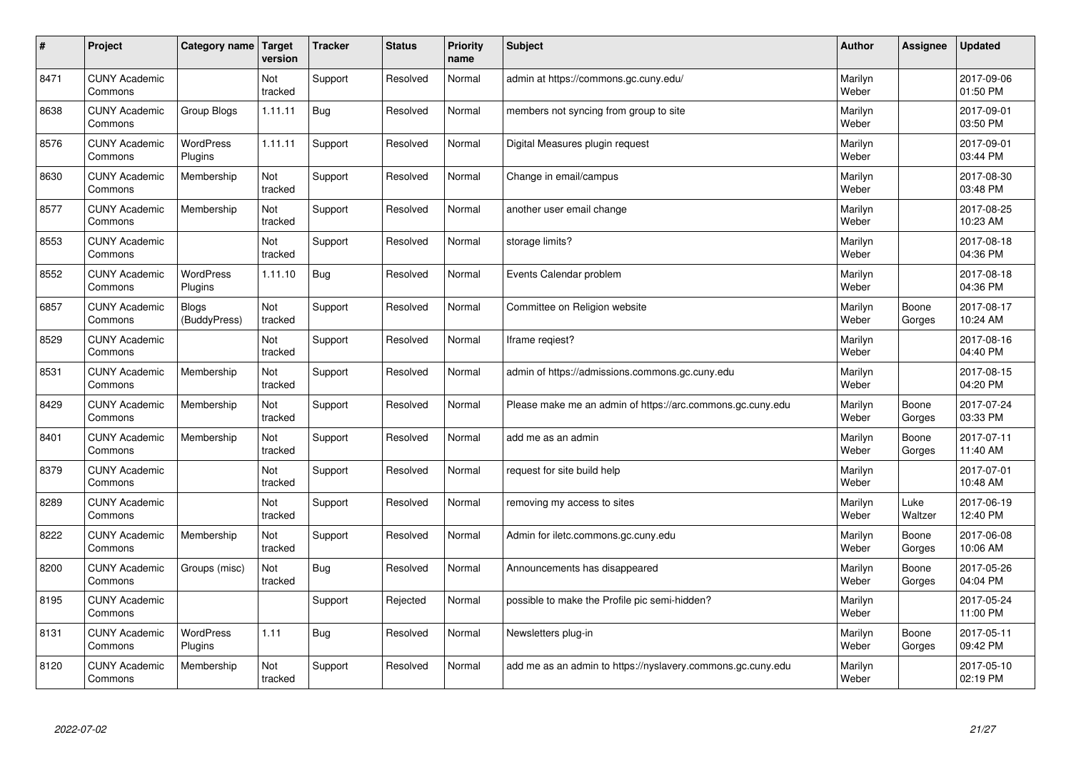| # | Project | Category name | Target version | Tracker | Status | Priority name | Subject | Author | Assignee | Updated |
|---|---|---|---|---|---|---|---|---|---|---|
| 8471 | CUNY Academic Commons | | Not tracked | Support | Resolved | Normal | admin at https://commons.gc.cuny.edu/ | Marilyn Weber | | 2017-09-06 01:50 PM |
| 8638 | CUNY Academic Commons | Group Blogs | 1.11.11 | Bug | Resolved | Normal | members not syncing from group to site | Marilyn Weber | | 2017-09-01 03:50 PM |
| 8576 | CUNY Academic Commons | WordPress Plugins | 1.11.11 | Support | Resolved | Normal | Digital Measures plugin request | Marilyn Weber | | 2017-09-01 03:44 PM |
| 8630 | CUNY Academic Commons | Membership | Not tracked | Support | Resolved | Normal | Change in email/campus | Marilyn Weber | | 2017-08-30 03:48 PM |
| 8577 | CUNY Academic Commons | Membership | Not tracked | Support | Resolved | Normal | another user email change | Marilyn Weber | | 2017-08-25 10:23 AM |
| 8553 | CUNY Academic Commons | | Not tracked | Support | Resolved | Normal | storage limits? | Marilyn Weber | | 2017-08-18 04:36 PM |
| 8552 | CUNY Academic Commons | WordPress Plugins | 1.11.10 | Bug | Resolved | Normal | Events Calendar problem | Marilyn Weber | | 2017-08-18 04:36 PM |
| 6857 | CUNY Academic Commons | Blogs (BuddyPress) | Not tracked | Support | Resolved | Normal | Committee on Religion website | Marilyn Weber | Boone Gorges | 2017-08-17 10:24 AM |
| 8529 | CUNY Academic Commons | | Not tracked | Support | Resolved | Normal | Iframe reqiest? | Marilyn Weber | | 2017-08-16 04:40 PM |
| 8531 | CUNY Academic Commons | Membership | Not tracked | Support | Resolved | Normal | admin of https://admissions.commons.gc.cuny.edu | Marilyn Weber | | 2017-08-15 04:20 PM |
| 8429 | CUNY Academic Commons | Membership | Not tracked | Support | Resolved | Normal | Please make me an admin of https://arc.commons.gc.cuny.edu | Marilyn Weber | Boone Gorges | 2017-07-24 03:33 PM |
| 8401 | CUNY Academic Commons | Membership | Not tracked | Support | Resolved | Normal | add me as an admin | Marilyn Weber | Boone Gorges | 2017-07-11 11:40 AM |
| 8379 | CUNY Academic Commons | | Not tracked | Support | Resolved | Normal | request for site build help | Marilyn Weber | | 2017-07-01 10:48 AM |
| 8289 | CUNY Academic Commons | | Not tracked | Support | Resolved | Normal | removing my access to sites | Marilyn Weber | Luke Waltzer | 2017-06-19 12:40 PM |
| 8222 | CUNY Academic Commons | Membership | Not tracked | Support | Resolved | Normal | Admin for iletc.commons.gc.cuny.edu | Marilyn Weber | Boone Gorges | 2017-06-08 10:06 AM |
| 8200 | CUNY Academic Commons | Groups (misc) | Not tracked | Bug | Resolved | Normal | Announcements has disappeared | Marilyn Weber | Boone Gorges | 2017-05-26 04:04 PM |
| 8195 | CUNY Academic Commons | | | Support | Rejected | Normal | possible to make the Profile pic semi-hidden? | Marilyn Weber | | 2017-05-24 11:00 PM |
| 8131 | CUNY Academic Commons | WordPress Plugins | 1.11 | Bug | Resolved | Normal | Newsletters plug-in | Marilyn Weber | Boone Gorges | 2017-05-11 09:42 PM |
| 8120 | CUNY Academic Commons | Membership | Not tracked | Support | Resolved | Normal | add me as an admin to https://nyslavery.commons.gc.cuny.edu | Marilyn Weber | | 2017-05-10 02:19 PM |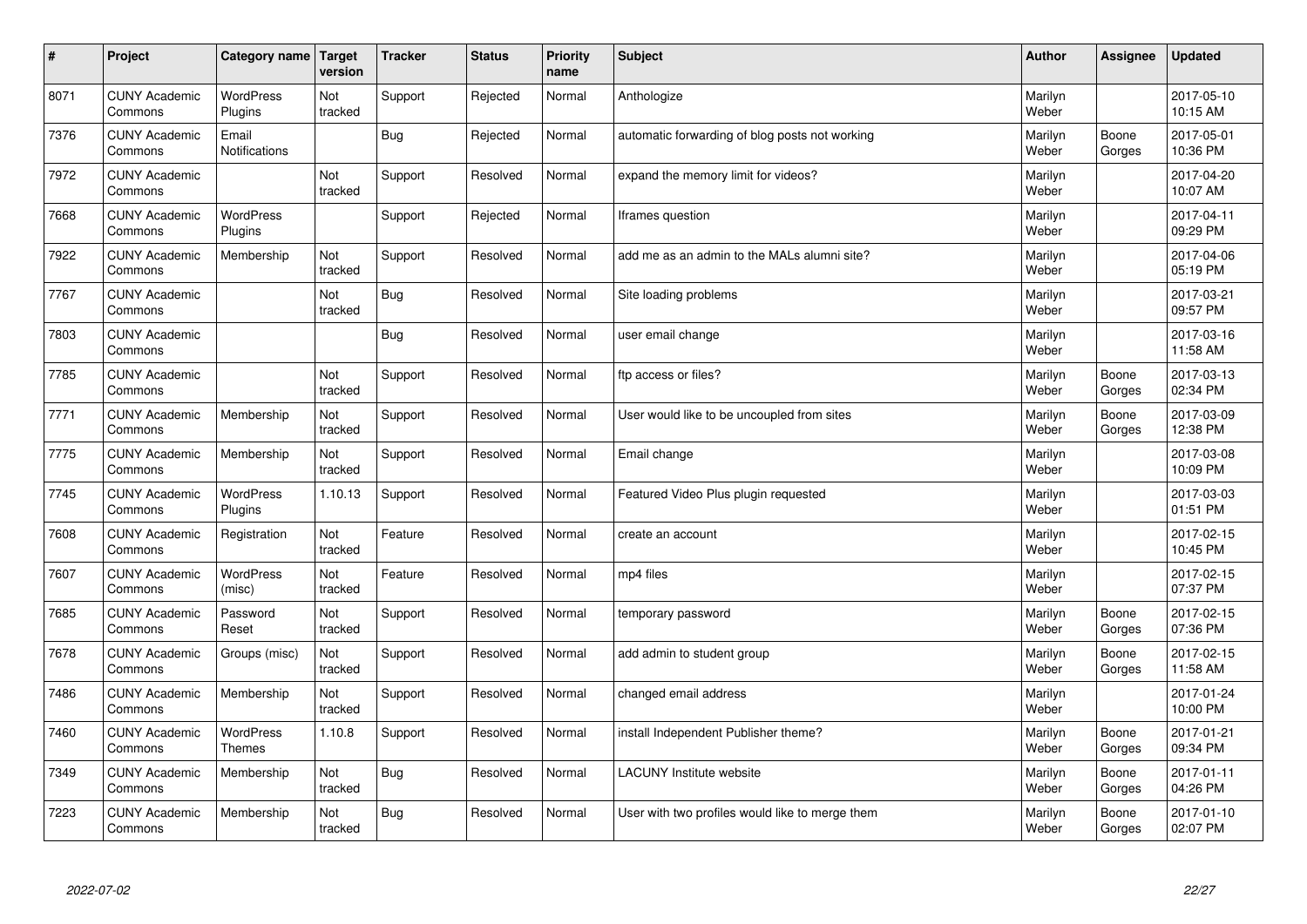| # | Project | Category name | Target version | Tracker | Status | Priority name | Subject | Author | Assignee | Updated |
|---|---|---|---|---|---|---|---|---|---|---|
| 8071 | CUNY Academic Commons | WordPress Plugins | Not tracked | Support | Rejected | Normal | Anthologize | Marilyn Weber | | 2017-05-10 10:15 AM |
| 7376 | CUNY Academic Commons | Email Notifications | | Bug | Rejected | Normal | automatic forwarding of blog posts not working | Marilyn Weber | Boone Gorges | 2017-05-01 10:36 PM |
| 7972 | CUNY Academic Commons | | Not tracked | Support | Resolved | Normal | expand the memory limit for videos? | Marilyn Weber | | 2017-04-20 10:07 AM |
| 7668 | CUNY Academic Commons | WordPress Plugins | | Support | Rejected | Normal | Iframes question | Marilyn Weber | | 2017-04-11 09:29 PM |
| 7922 | CUNY Academic Commons | Membership | Not tracked | Support | Resolved | Normal | add me as an admin to the MALs alumni site? | Marilyn Weber | | 2017-04-06 05:19 PM |
| 7767 | CUNY Academic Commons | | Not tracked | Bug | Resolved | Normal | Site loading problems | Marilyn Weber | | 2017-03-21 09:57 PM |
| 7803 | CUNY Academic Commons | | | Bug | Resolved | Normal | user email change | Marilyn Weber | | 2017-03-16 11:58 AM |
| 7785 | CUNY Academic Commons | | Not tracked | Support | Resolved | Normal | ftp access or files? | Marilyn Weber | Boone Gorges | 2017-03-13 02:34 PM |
| 7771 | CUNY Academic Commons | Membership | Not tracked | Support | Resolved | Normal | User would like to be uncoupled from sites | Marilyn Weber | Boone Gorges | 2017-03-09 12:38 PM |
| 7775 | CUNY Academic Commons | Membership | Not tracked | Support | Resolved | Normal | Email change | Marilyn Weber | | 2017-03-08 10:09 PM |
| 7745 | CUNY Academic Commons | WordPress Plugins | 1.10.13 | Support | Resolved | Normal | Featured Video Plus plugin requested | Marilyn Weber | | 2017-03-03 01:51 PM |
| 7608 | CUNY Academic Commons | Registration | Not tracked | Feature | Resolved | Normal | create an account | Marilyn Weber | | 2017-02-15 10:45 PM |
| 7607 | CUNY Academic Commons | WordPress (misc) | Not tracked | Feature | Resolved | Normal | mp4 files | Marilyn Weber | | 2017-02-15 07:37 PM |
| 7685 | CUNY Academic Commons | Password Reset | Not tracked | Support | Resolved | Normal | temporary password | Marilyn Weber | Boone Gorges | 2017-02-15 07:36 PM |
| 7678 | CUNY Academic Commons | Groups (misc) | Not tracked | Support | Resolved | Normal | add admin to student group | Marilyn Weber | Boone Gorges | 2017-02-15 11:58 AM |
| 7486 | CUNY Academic Commons | Membership | Not tracked | Support | Resolved | Normal | changed email address | Marilyn Weber | | 2017-01-24 10:00 PM |
| 7460 | CUNY Academic Commons | WordPress Themes | 1.10.8 | Support | Resolved | Normal | install Independent Publisher theme? | Marilyn Weber | Boone Gorges | 2017-01-21 09:34 PM |
| 7349 | CUNY Academic Commons | Membership | Not tracked | Bug | Resolved | Normal | LACUNY Institute website | Marilyn Weber | Boone Gorges | 2017-01-11 04:26 PM |
| 7223 | CUNY Academic Commons | Membership | Not tracked | Bug | Resolved | Normal | User with two profiles would like to merge them | Marilyn Weber | Boone Gorges | 2017-01-10 02:07 PM |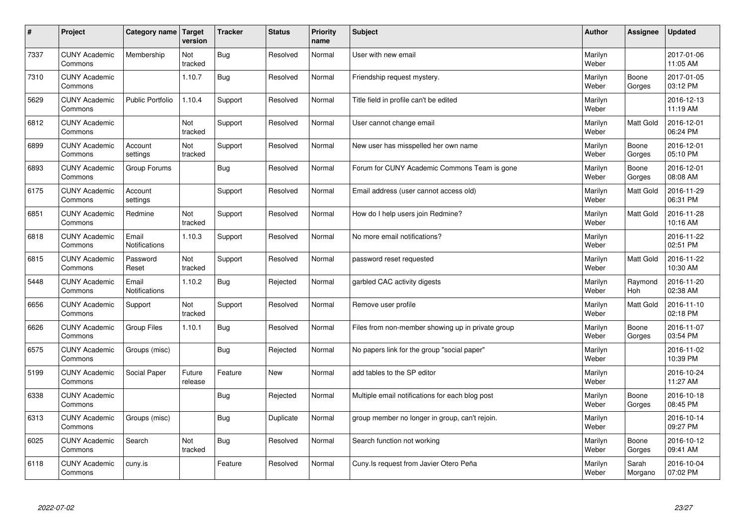| # | Project | Category name | Target version | Tracker | Status | Priority name | Subject | Author | Assignee | Updated |
|---|---|---|---|---|---|---|---|---|---|---|
| 7337 | CUNY Academic Commons | Membership | Not tracked | Bug | Resolved | Normal | User with new email | Marilyn Weber | | 2017-01-06 11:05 AM |
| 7310 | CUNY Academic Commons | | 1.10.7 | Bug | Resolved | Normal | Friendship request mystery. | Marilyn Weber | Boone Gorges | 2017-01-05 03:12 PM |
| 5629 | CUNY Academic Commons | Public Portfolio | 1.10.4 | Support | Resolved | Normal | Title field in profile can't be edited | Marilyn Weber | | 2016-12-13 11:19 AM |
| 6812 | CUNY Academic Commons | | Not tracked | Support | Resolved | Normal | User cannot change email | Marilyn Weber | Matt Gold | 2016-12-01 06:24 PM |
| 6899 | CUNY Academic Commons | Account settings | Not tracked | Support | Resolved | Normal | New user has misspelled her own name | Marilyn Weber | Boone Gorges | 2016-12-01 05:10 PM |
| 6893 | CUNY Academic Commons | Group Forums | | Bug | Resolved | Normal | Forum for CUNY Academic Commons Team is gone | Marilyn Weber | Boone Gorges | 2016-12-01 08:08 AM |
| 6175 | CUNY Academic Commons | Account settings | | Support | Resolved | Normal | Email address (user cannot access old) | Marilyn Weber | Matt Gold | 2016-11-29 06:31 PM |
| 6851 | CUNY Academic Commons | Redmine | Not tracked | Support | Resolved | Normal | How do I help users join Redmine? | Marilyn Weber | Matt Gold | 2016-11-28 10:16 AM |
| 6818 | CUNY Academic Commons | Email Notifications | 1.10.3 | Support | Resolved | Normal | No more email notifications? | Marilyn Weber | | 2016-11-22 02:51 PM |
| 6815 | CUNY Academic Commons | Password Reset | Not tracked | Support | Resolved | Normal | password reset requested | Marilyn Weber | Matt Gold | 2016-11-22 10:30 AM |
| 5448 | CUNY Academic Commons | Email Notifications | 1.10.2 | Bug | Rejected | Normal | garbled CAC activity digests | Marilyn Weber | Raymond Hoh | 2016-11-20 02:38 AM |
| 6656 | CUNY Academic Commons | Support | Not tracked | Support | Resolved | Normal | Remove user profile | Marilyn Weber | Matt Gold | 2016-11-10 02:18 PM |
| 6626 | CUNY Academic Commons | Group Files | 1.10.1 | Bug | Resolved | Normal | Files from non-member showing up in private group | Marilyn Weber | Boone Gorges | 2016-11-07 03:54 PM |
| 6575 | CUNY Academic Commons | Groups (misc) | | Bug | Rejected | Normal | No papers link for the group "social paper" | Marilyn Weber | | 2016-11-02 10:39 PM |
| 5199 | CUNY Academic Commons | Social Paper | Future release | Feature | New | Normal | add tables to the SP editor | Marilyn Weber | | 2016-10-24 11:27 AM |
| 6338 | CUNY Academic Commons | | | Bug | Rejected | Normal | Multiple email notifications for each blog post | Marilyn Weber | Boone Gorges | 2016-10-18 08:45 PM |
| 6313 | CUNY Academic Commons | Groups (misc) | | Bug | Duplicate | Normal | group member no longer in group, can't rejoin. | Marilyn Weber | | 2016-10-14 09:27 PM |
| 6025 | CUNY Academic Commons | Search | Not tracked | Bug | Resolved | Normal | Search function not working | Marilyn Weber | Boone Gorges | 2016-10-12 09:41 AM |
| 6118 | CUNY Academic Commons | cuny.is | | Feature | Resolved | Normal | Cuny.Is request from Javier Otero Peña | Marilyn Weber | Sarah Morgano | 2016-10-04 07:02 PM |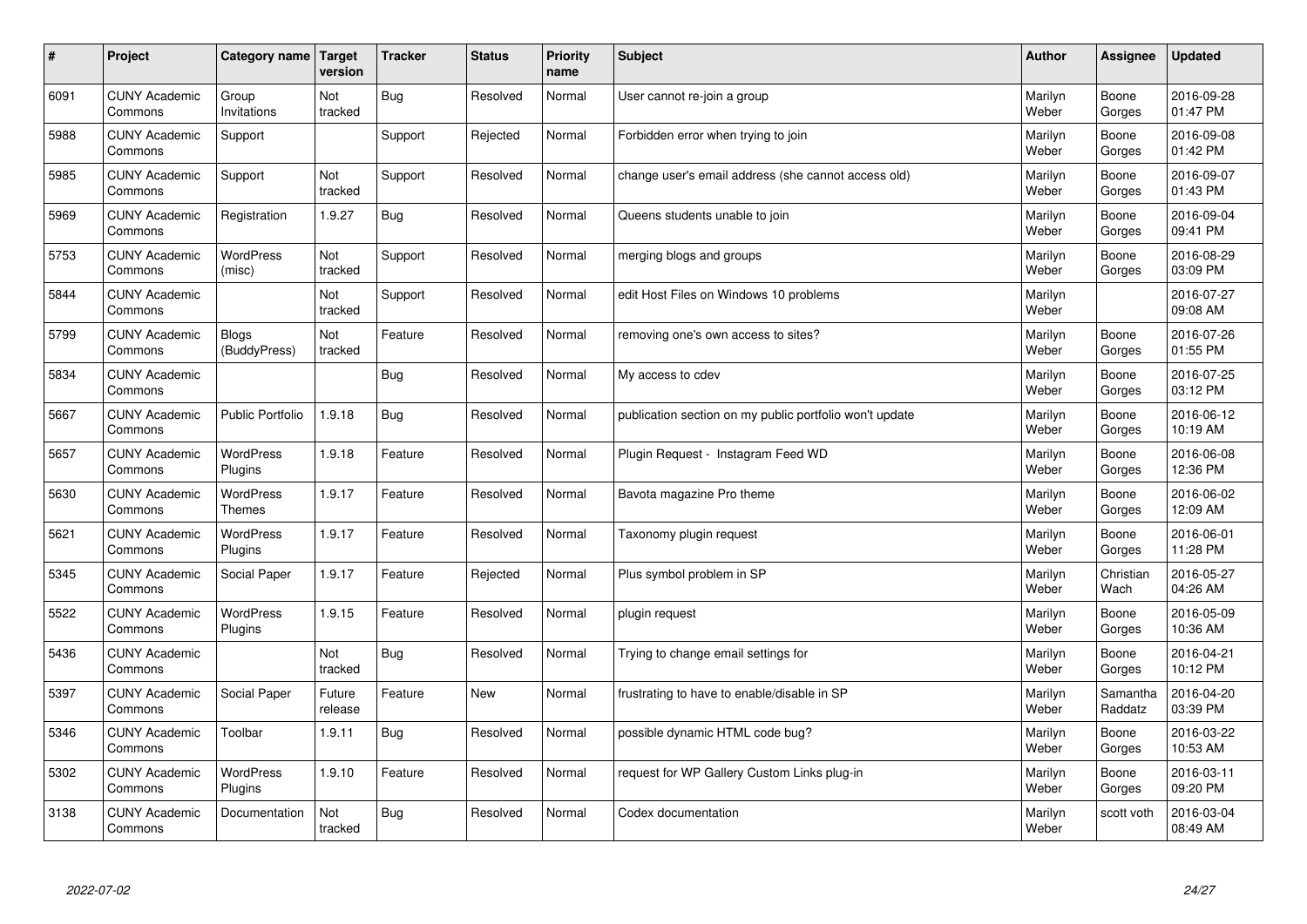| # | Project | Category name | Target version | Tracker | Status | Priority name | Subject | Author | Assignee | Updated |
|---|---|---|---|---|---|---|---|---|---|---|
| 6091 | CUNY Academic Commons | Group Invitations | Not tracked | Bug | Resolved | Normal | User cannot re-join a group | Marilyn Weber | Boone Gorges | 2016-09-28 01:47 PM |
| 5988 | CUNY Academic Commons | Support | | Support | Rejected | Normal | Forbidden error when trying to join | Marilyn Weber | Boone Gorges | 2016-09-08 01:42 PM |
| 5985 | CUNY Academic Commons | Support | Not tracked | Support | Resolved | Normal | change user's email address (she cannot access old) | Marilyn Weber | Boone Gorges | 2016-09-07 01:43 PM |
| 5969 | CUNY Academic Commons | Registration | 1.9.27 | Bug | Resolved | Normal | Queens students unable to join | Marilyn Weber | Boone Gorges | 2016-09-04 09:41 PM |
| 5753 | CUNY Academic Commons | WordPress (misc) | Not tracked | Support | Resolved | Normal | merging blogs and groups | Marilyn Weber | Boone Gorges | 2016-08-29 03:09 PM |
| 5844 | CUNY Academic Commons | | Not tracked | Support | Resolved | Normal | edit Host Files on Windows 10 problems | Marilyn Weber | | 2016-07-27 09:08 AM |
| 5799 | CUNY Academic Commons | Blogs (BuddyPress) | Not tracked | Feature | Resolved | Normal | removing one's own access to sites? | Marilyn Weber | Boone Gorges | 2016-07-26 01:55 PM |
| 5834 | CUNY Academic Commons | | | Bug | Resolved | Normal | My access to cdev | Marilyn Weber | Boone Gorges | 2016-07-25 03:12 PM |
| 5667 | CUNY Academic Commons | Public Portfolio | 1.9.18 | Bug | Resolved | Normal | publication section on my public portfolio won't update | Marilyn Weber | Boone Gorges | 2016-06-12 10:19 AM |
| 5657 | CUNY Academic Commons | WordPress Plugins | 1.9.18 | Feature | Resolved | Normal | Plugin Request - Instagram Feed WD | Marilyn Weber | Boone Gorges | 2016-06-08 12:36 PM |
| 5630 | CUNY Academic Commons | WordPress Themes | 1.9.17 | Feature | Resolved | Normal | Bavota magazine Pro theme | Marilyn Weber | Boone Gorges | 2016-06-02 12:09 AM |
| 5621 | CUNY Academic Commons | WordPress Plugins | 1.9.17 | Feature | Resolved | Normal | Taxonomy plugin request | Marilyn Weber | Boone Gorges | 2016-06-01 11:28 PM |
| 5345 | CUNY Academic Commons | Social Paper | 1.9.17 | Feature | Rejected | Normal | Plus symbol problem in SP | Marilyn Weber | Christian Wach | 2016-05-27 04:26 AM |
| 5522 | CUNY Academic Commons | WordPress Plugins | 1.9.15 | Feature | Resolved | Normal | plugin request | Marilyn Weber | Boone Gorges | 2016-05-09 10:36 AM |
| 5436 | CUNY Academic Commons | | Not tracked | Bug | Resolved | Normal | Trying to change email settings for | Marilyn Weber | Boone Gorges | 2016-04-21 10:12 PM |
| 5397 | CUNY Academic Commons | Social Paper | Future release | Feature | New | Normal | frustrating to have to enable/disable in SP | Marilyn Weber | Samantha Raddatz | 2016-04-20 03:39 PM |
| 5346 | CUNY Academic Commons | Toolbar | 1.9.11 | Bug | Resolved | Normal | possible dynamic HTML code bug? | Marilyn Weber | Boone Gorges | 2016-03-22 10:53 AM |
| 5302 | CUNY Academic Commons | WordPress Plugins | 1.9.10 | Feature | Resolved | Normal | request for WP Gallery Custom Links plug-in | Marilyn Weber | Boone Gorges | 2016-03-11 09:20 PM |
| 3138 | CUNY Academic Commons | Documentation | Not tracked | Bug | Resolved | Normal | Codex documentation | Marilyn Weber | scott voth | 2016-03-04 08:49 AM |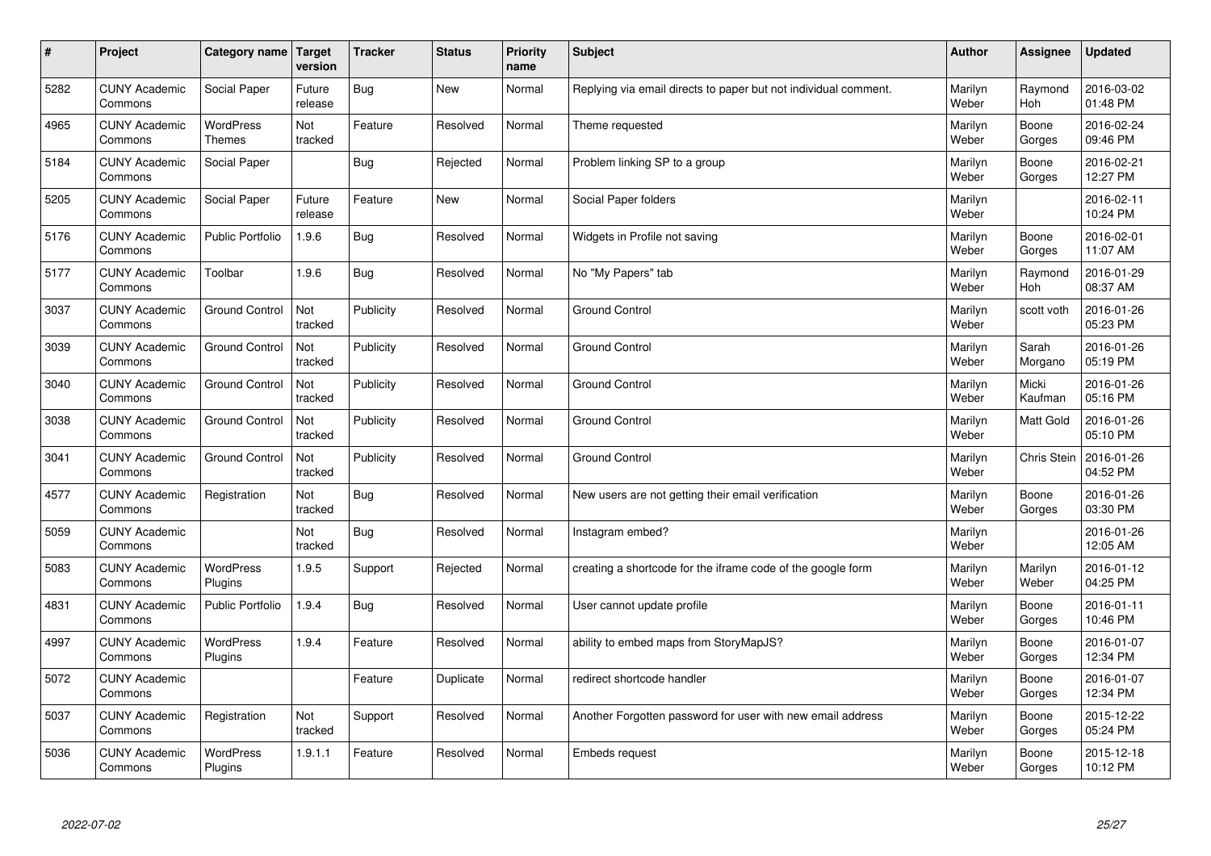| # | Project | Category name | Target version | Tracker | Status | Priority name | Subject | Author | Assignee | Updated |
|---|---|---|---|---|---|---|---|---|---|---|
| 5282 | CUNY Academic Commons | Social Paper | Future release | Bug | New | Normal | Replying via email directs to paper but not individual comment. | Marilyn Weber | Raymond Hoh | 2016-03-02 01:48 PM |
| 4965 | CUNY Academic Commons | WordPress Themes | Not tracked | Feature | Resolved | Normal | Theme requested | Marilyn Weber | Boone Gorges | 2016-02-24 09:46 PM |
| 5184 | CUNY Academic Commons | Social Paper | | Bug | Rejected | Normal | Problem linking SP to a group | Marilyn Weber | Boone Gorges | 2016-02-21 12:27 PM |
| 5205 | CUNY Academic Commons | Social Paper | Future release | Feature | New | Normal | Social Paper folders | Marilyn Weber | | 2016-02-11 10:24 PM |
| 5176 | CUNY Academic Commons | Public Portfolio | 1.9.6 | Bug | Resolved | Normal | Widgets in Profile not saving | Marilyn Weber | Boone Gorges | 2016-02-01 11:07 AM |
| 5177 | CUNY Academic Commons | Toolbar | 1.9.6 | Bug | Resolved | Normal | No "My Papers" tab | Marilyn Weber | Raymond Hoh | 2016-01-29 08:37 AM |
| 3037 | CUNY Academic Commons | Ground Control | Not tracked | Publicity | Resolved | Normal | Ground Control | Marilyn Weber | scott voth | 2016-01-26 05:23 PM |
| 3039 | CUNY Academic Commons | Ground Control | Not tracked | Publicity | Resolved | Normal | Ground Control | Marilyn Weber | Sarah Morgano | 2016-01-26 05:19 PM |
| 3040 | CUNY Academic Commons | Ground Control | Not tracked | Publicity | Resolved | Normal | Ground Control | Marilyn Weber | Micki Kaufman | 2016-01-26 05:16 PM |
| 3038 | CUNY Academic Commons | Ground Control | Not tracked | Publicity | Resolved | Normal | Ground Control | Marilyn Weber | Matt Gold | 2016-01-26 05:10 PM |
| 3041 | CUNY Academic Commons | Ground Control | Not tracked | Publicity | Resolved | Normal | Ground Control | Marilyn Weber | Chris Stein | 2016-01-26 04:52 PM |
| 4577 | CUNY Academic Commons | Registration | Not tracked | Bug | Resolved | Normal | New users are not getting their email verification | Marilyn Weber | Boone Gorges | 2016-01-26 03:30 PM |
| 5059 | CUNY Academic Commons | | Not tracked | Bug | Resolved | Normal | Instagram embed? | Marilyn Weber | | 2016-01-26 12:05 AM |
| 5083 | CUNY Academic Commons | WordPress Plugins | 1.9.5 | Support | Rejected | Normal | creating a shortcode for the iframe code of the google form | Marilyn Weber | Marilyn Weber | 2016-01-12 04:25 PM |
| 4831 | CUNY Academic Commons | Public Portfolio | 1.9.4 | Bug | Resolved | Normal | User cannot update profile | Marilyn Weber | Boone Gorges | 2016-01-11 10:46 PM |
| 4997 | CUNY Academic Commons | WordPress Plugins | 1.9.4 | Feature | Resolved | Normal | ability to embed maps from StoryMapJS? | Marilyn Weber | Boone Gorges | 2016-01-07 12:34 PM |
| 5072 | CUNY Academic Commons | | | Feature | Duplicate | Normal | redirect shortcode handler | Marilyn Weber | Boone Gorges | 2016-01-07 12:34 PM |
| 5037 | CUNY Academic Commons | Registration | Not tracked | Support | Resolved | Normal | Another Forgotten password for user with new email address | Marilyn Weber | Boone Gorges | 2015-12-22 05:24 PM |
| 5036 | CUNY Academic Commons | WordPress Plugins | 1.9.1.1 | Feature | Resolved | Normal | Embeds request | Marilyn Weber | Boone Gorges | 2015-12-18 10:12 PM |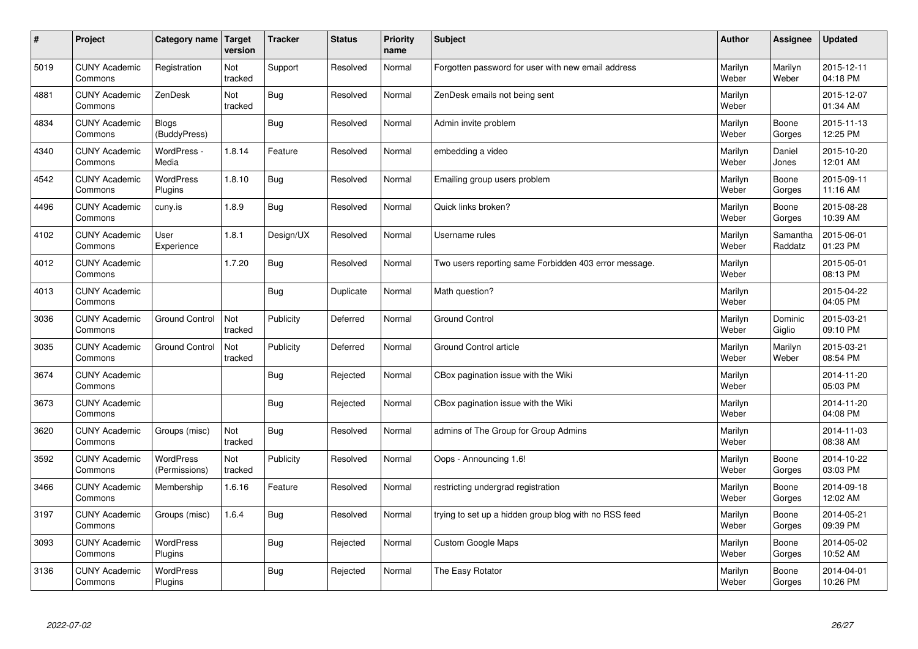| # | Project | Category name | Target version | Tracker | Status | Priority name | Subject | Author | Assignee | Updated |
|---|---|---|---|---|---|---|---|---|---|---|
| 5019 | CUNY Academic Commons | Registration | Not tracked | Support | Resolved | Normal | Forgotten password for user with new email address | Marilyn Weber | Marilyn Weber | 2015-12-11 04:18 PM |
| 4881 | CUNY Academic Commons | ZenDesk | Not tracked | Bug | Resolved | Normal | ZenDesk emails not being sent | Marilyn Weber | | 2015-12-07 01:34 AM |
| 4834 | CUNY Academic Commons | Blogs (BuddyPress) | | Bug | Resolved | Normal | Admin invite problem | Marilyn Weber | Boone Gorges | 2015-11-13 12:25 PM |
| 4340 | CUNY Academic Commons | WordPress - Media | 1.8.14 | Feature | Resolved | Normal | embedding a video | Marilyn Weber | Daniel Jones | 2015-10-20 12:01 AM |
| 4542 | CUNY Academic Commons | WordPress Plugins | 1.8.10 | Bug | Resolved | Normal | Emailing group users problem | Marilyn Weber | Boone Gorges | 2015-09-11 11:16 AM |
| 4496 | CUNY Academic Commons | cuny.is | 1.8.9 | Bug | Resolved | Normal | Quick links broken? | Marilyn Weber | Boone Gorges | 2015-08-28 10:39 AM |
| 4102 | CUNY Academic Commons | User Experience | 1.8.1 | Design/UX | Resolved | Normal | Username rules | Marilyn Weber | Samantha Raddatz | 2015-06-01 01:23 PM |
| 4012 | CUNY Academic Commons | | 1.7.20 | Bug | Resolved | Normal | Two users reporting same Forbidden 403 error message. | Marilyn Weber | | 2015-05-01 08:13 PM |
| 4013 | CUNY Academic Commons | | | Bug | Duplicate | Normal | Math question? | Marilyn Weber | | 2015-04-22 04:05 PM |
| 3036 | CUNY Academic Commons | Ground Control | Not tracked | Publicity | Deferred | Normal | Ground Control | Marilyn Weber | Dominic Giglio | 2015-03-21 09:10 PM |
| 3035 | CUNY Academic Commons | Ground Control | Not tracked | Publicity | Deferred | Normal | Ground Control article | Marilyn Weber | Marilyn Weber | 2015-03-21 08:54 PM |
| 3674 | CUNY Academic Commons | | | Bug | Rejected | Normal | CBox pagination issue with the Wiki | Marilyn Weber | | 2014-11-20 05:03 PM |
| 3673 | CUNY Academic Commons | | | Bug | Rejected | Normal | CBox pagination issue with the Wiki | Marilyn Weber | | 2014-11-20 04:08 PM |
| 3620 | CUNY Academic Commons | Groups (misc) | Not tracked | Bug | Resolved | Normal | admins of The Group for Group Admins | Marilyn Weber | | 2014-11-03 08:38 AM |
| 3592 | CUNY Academic Commons | WordPress (Permissions) | Not tracked | Publicity | Resolved | Normal | Oops - Announcing 1.6! | Marilyn Weber | Boone Gorges | 2014-10-22 03:03 PM |
| 3466 | CUNY Academic Commons | Membership | 1.6.16 | Feature | Resolved | Normal | restricting undergrad registration | Marilyn Weber | Boone Gorges | 2014-09-18 12:02 AM |
| 3197 | CUNY Academic Commons | Groups (misc) | 1.6.4 | Bug | Resolved | Normal | trying to set up a hidden group blog with no RSS feed | Marilyn Weber | Boone Gorges | 2014-05-21 09:39 PM |
| 3093 | CUNY Academic Commons | WordPress Plugins | | Bug | Rejected | Normal | Custom Google Maps | Marilyn Weber | Boone Gorges | 2014-05-02 10:52 AM |
| 3136 | CUNY Academic Commons | WordPress Plugins | | Bug | Rejected | Normal | The Easy Rotator | Marilyn Weber | Boone Gorges | 2014-04-01 10:26 PM |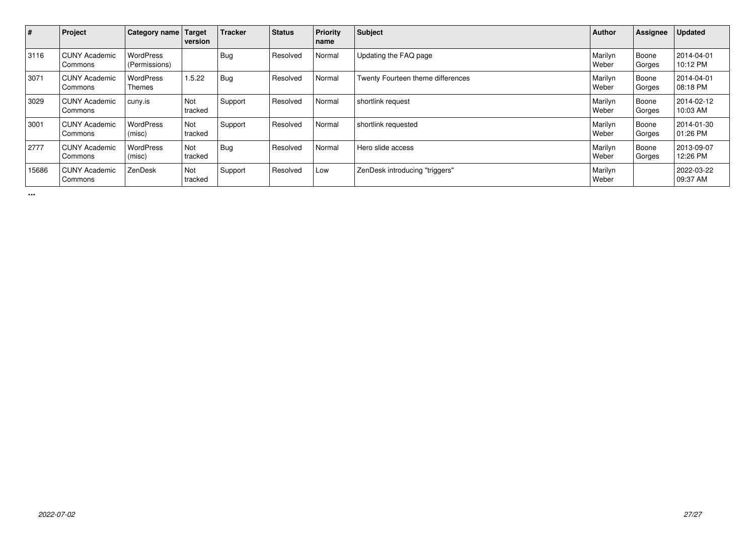| # | Project | Category name | Target version | Tracker | Status | Priority name | Subject | Author | Assignee | Updated |
|---|---|---|---|---|---|---|---|---|---|---|
| 3116 | CUNY Academic Commons | WordPress (Permissions) | | Bug | Resolved | Normal | Updating the FAQ page | Marilyn Weber | Boone Gorges | 2014-04-01 10:12 PM |
| 3071 | CUNY Academic Commons | WordPress Themes | 1.5.22 | Bug | Resolved | Normal | Twenty Fourteen theme differences | Marilyn Weber | Boone Gorges | 2014-04-01 08:18 PM |
| 3029 | CUNY Academic Commons | cuny.is | Not tracked | Support | Resolved | Normal | shortlink request | Marilyn Weber | Boone Gorges | 2014-02-12 10:03 AM |
| 3001 | CUNY Academic Commons | WordPress (misc) | Not tracked | Support | Resolved | Normal | shortlink requested | Marilyn Weber | Boone Gorges | 2014-01-30 01:26 PM |
| 2777 | CUNY Academic Commons | WordPress (misc) | Not tracked | Bug | Resolved | Normal | Hero slide access | Marilyn Weber | Boone Gorges | 2013-09-07 12:26 PM |
| 15686 | CUNY Academic Commons | ZenDesk | Not tracked | Support | Resolved | Low | ZenDesk introducing "triggers" | Marilyn Weber | | 2022-03-22 09:37 AM |

...